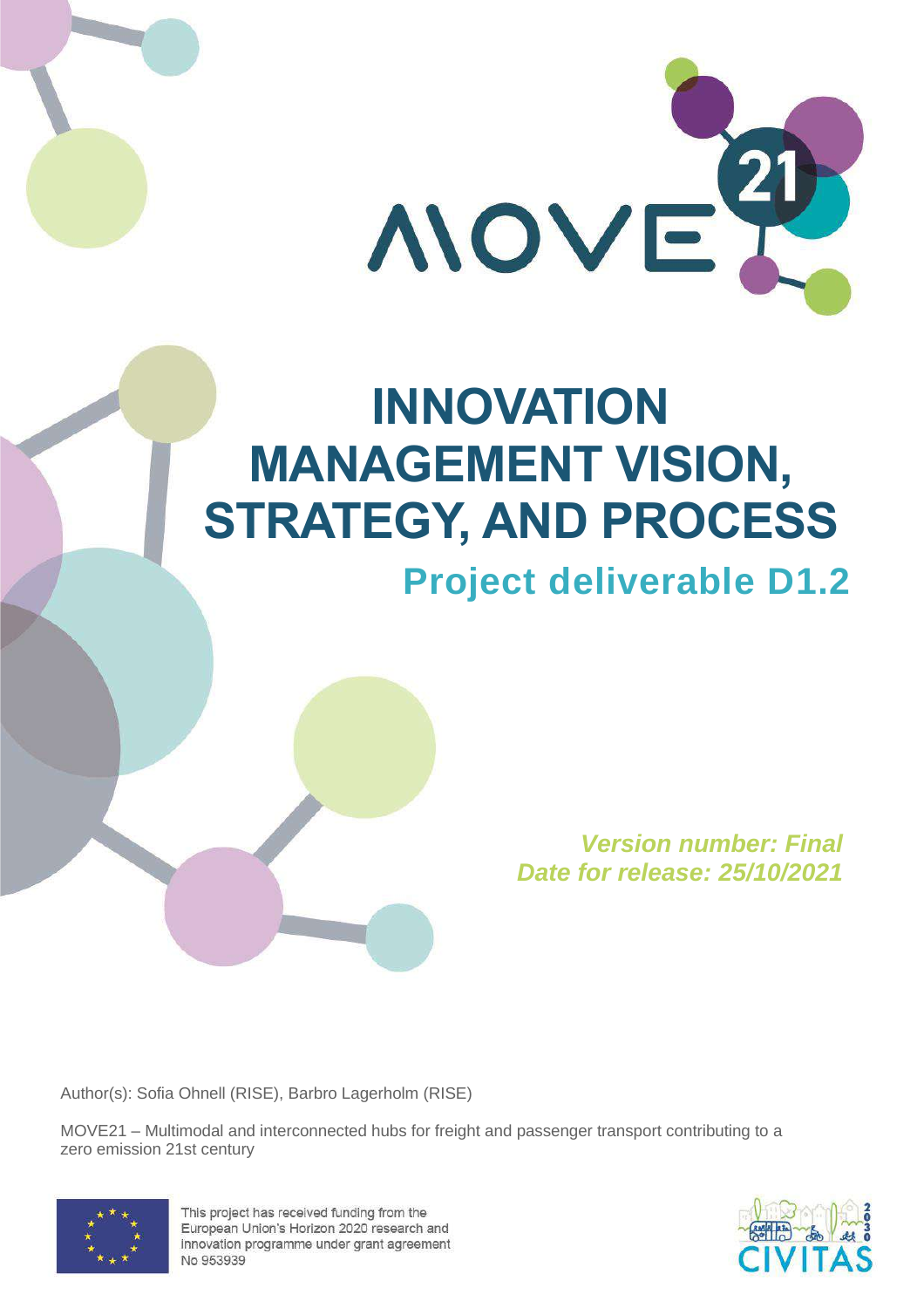# INNOVATION MANAGEMENT VISION, STRATEGY, AND PROCESS

## Project deliverable D1.2

*Version number: Final*
*Date for release: 25/10/2021*

Author(s): Sofia Ohnell (RISE), Barbro Lagerholm (RISE)

MOVE21 – Multimodal and interconnected hubs for freight and passenger transport contributing to a zero emission 21st century

This project has received funding from the European Union's Horizon 2020 research and innovation programme under grant agreement No 953939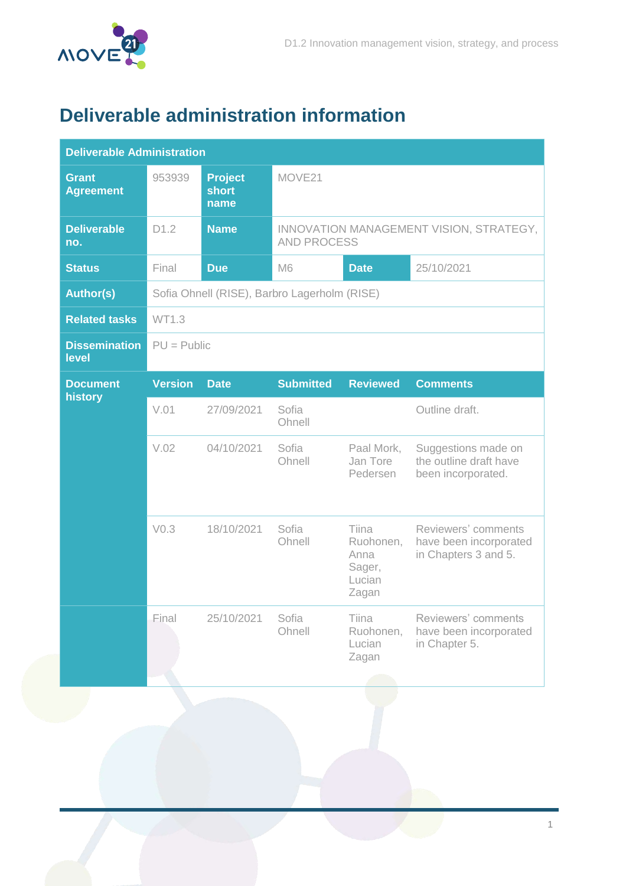# Deliverable administration information

| Deliverable Administration | | | | | |
|---|---|---|---|---|---|
| **Grant Agreement** | 953939 | **Project short name** | MOVE21 | | |
| **Deliverable no.** | D1.2 | **Name** | INNOVATION MANAGEMENT VISION, STRATEGY, AND PROCESS | | |
| **Status** | Final | **Due** | M6 | **Date** | 25/10/2021 |
| **Author(s)** | Sofia Ohnell (RISE), Barbro Lagerholm (RISE) | | | | |
| **Related tasks** | WT1.3 | | | | |
| **Dissemination level** | PU = Public | | | | |
| **Document history** | **Version** | **Date** | **Submitted** | **Reviewed** | **Comments** |
| | V.01 | 27/09/2021 | Sofia Ohnell | | Outline draft. |
| | V.02 | 04/10/2021 | Sofia Ohnell | Paal Mork, Jan Tore Pedersen | Suggestions made on the outline draft have been incorporated. |
| | V0.3 | 18/10/2021 | Sofia Ohnell | Tiina Ruohonen, Anna Sager, Lucian Zagan | Reviewers' comments have been incorporated in Chapters 3 and 5. |
| | Final | 25/10/2021 | Sofia Ohnell | Tiina Ruohonen, Lucian Zagan | Reviewers' comments have been incorporated in Chapter 5. |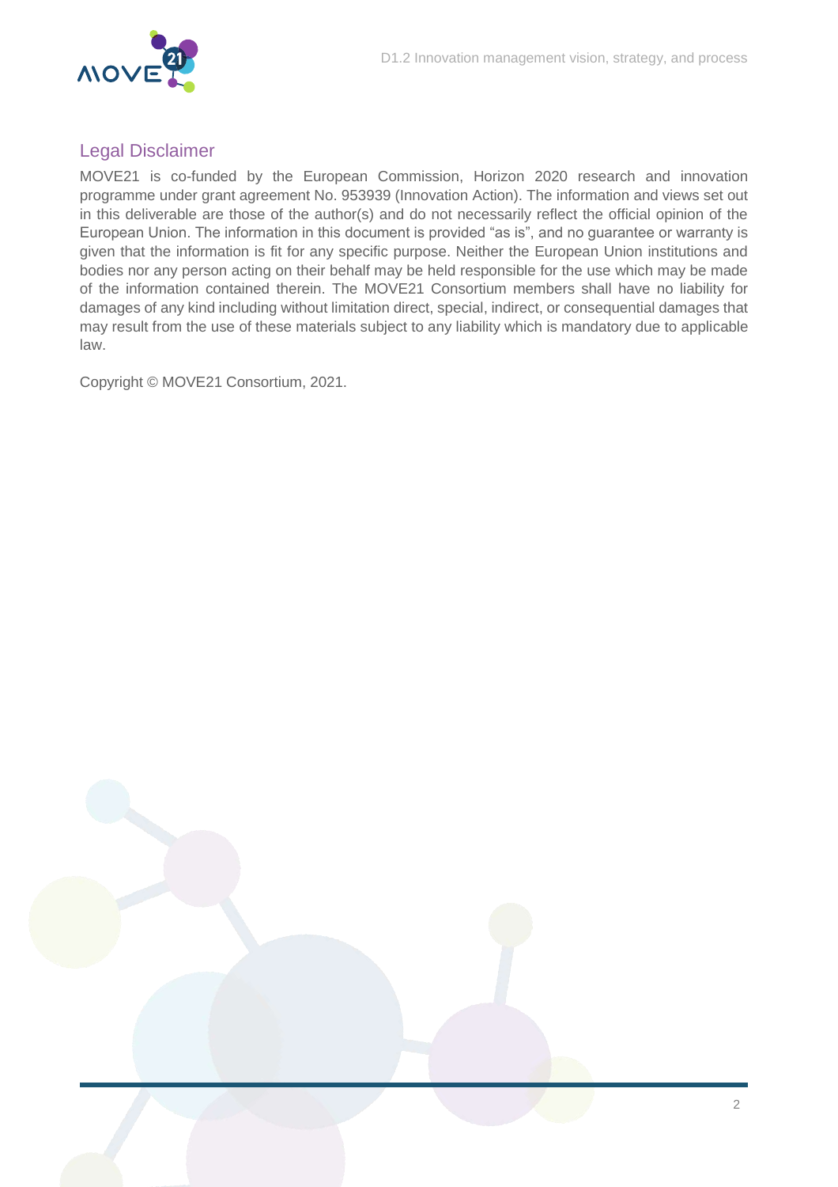## Legal Disclaimer

MOVE21 is co-funded by the European Commission, Horizon 2020 research and innovation programme under grant agreement No. 953939 (Innovation Action). The information and views set out in this deliverable are those of the author(s) and do not necessarily reflect the official opinion of the European Union. The information in this document is provided "as is", and no guarantee or warranty is given that the information is fit for any specific purpose. Neither the European Union institutions and bodies nor any person acting on their behalf may be held responsible for the use which may be made of the information contained therein. The MOVE21 Consortium members shall have no liability for damages of any kind including without limitation direct, special, indirect, or consequential damages that may result from the use of these materials subject to any liability which is mandatory due to applicable law.

Copyright © MOVE21 Consortium, 2021.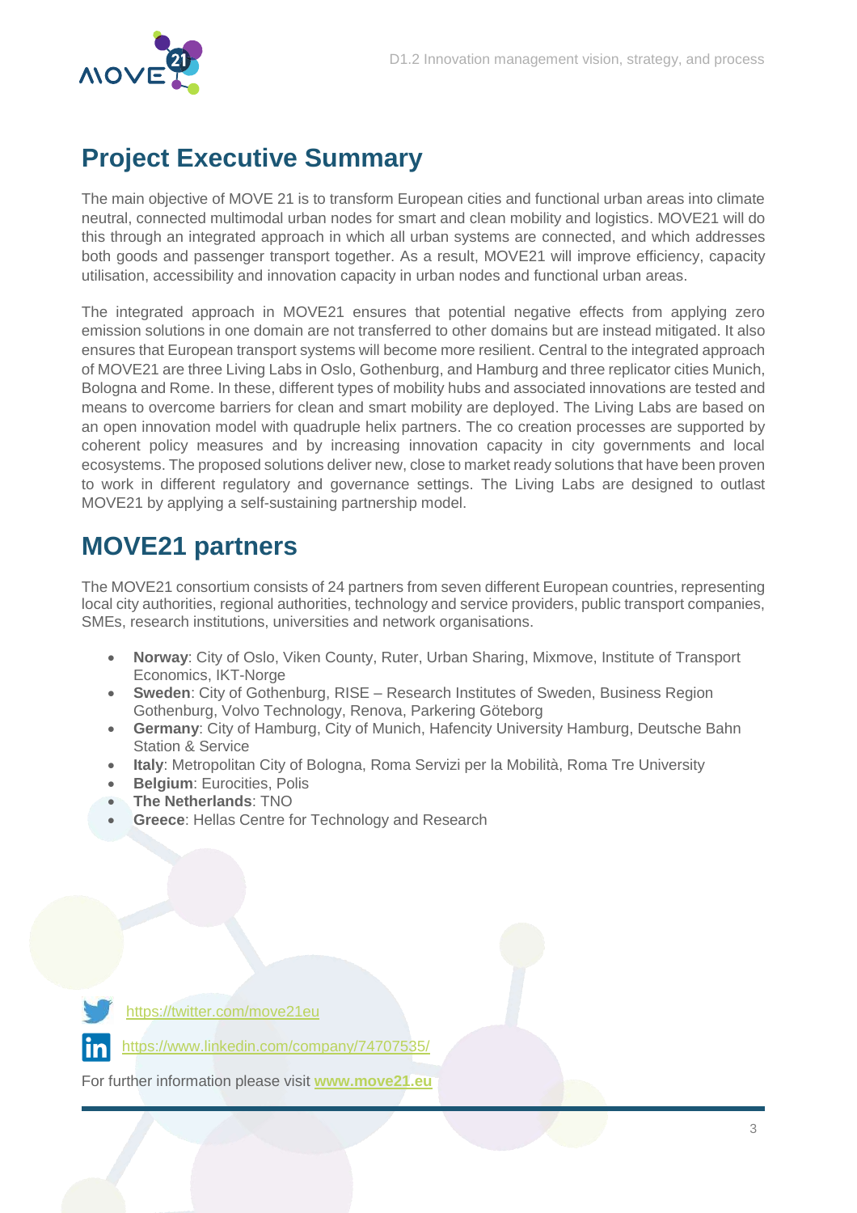## Project Executive Summary

The main objective of MOVE 21 is to transform European cities and functional urban areas into climate neutral, connected multimodal urban nodes for smart and clean mobility and logistics. MOVE21 will do this through an integrated approach in which all urban systems are connected, and which addresses both goods and passenger transport together. As a result, MOVE21 will improve efficiency, capacity utilisation, accessibility and innovation capacity in urban nodes and functional urban areas.

The integrated approach in MOVE21 ensures that potential negative effects from applying zero emission solutions in one domain are not transferred to other domains but are instead mitigated. It also ensures that European transport systems will become more resilient. Central to the integrated approach of MOVE21 are three Living Labs in Oslo, Gothenburg, and Hamburg and three replicator cities Munich, Bologna and Rome. In these, different types of mobility hubs and associated innovations are tested and means to overcome barriers for clean and smart mobility are deployed. The Living Labs are based on an open innovation model with quadruple helix partners. The co creation processes are supported by coherent policy measures and by increasing innovation capacity in city governments and local ecosystems. The proposed solutions deliver new, close to market ready solutions that have been proven to work in different regulatory and governance settings. The Living Labs are designed to outlast MOVE21 by applying a self-sustaining partnership model.

## MOVE21 partners

The MOVE21 consortium consists of 24 partners from seven different European countries, representing local city authorities, regional authorities, technology and service providers, public transport companies, SMEs, research institutions, universities and network organisations.

- **Norway**: City of Oslo, Viken County, Ruter, Urban Sharing, Mixmove, Institute of Transport Economics, IKT-Norge
- **Sweden**: City of Gothenburg, RISE – Research Institutes of Sweden, Business Region Gothenburg, Volvo Technology, Renova, Parkering Göteborg
- **Germany**: City of Hamburg, City of Munich, Hafencity University Hamburg, Deutsche Bahn Station & Service
- **Italy**: Metropolitan City of Bologna, Roma Servizi per la Mobilità, Roma Tre University
- **Belgium**: Eurocities, Polis
- **The Netherlands**: TNO
- **Greece**: Hellas Centre for Technology and Research

https://twitter.com/move21eu

https://www.linkedin.com/company/74707535/

For further information please visit **www.move21.eu**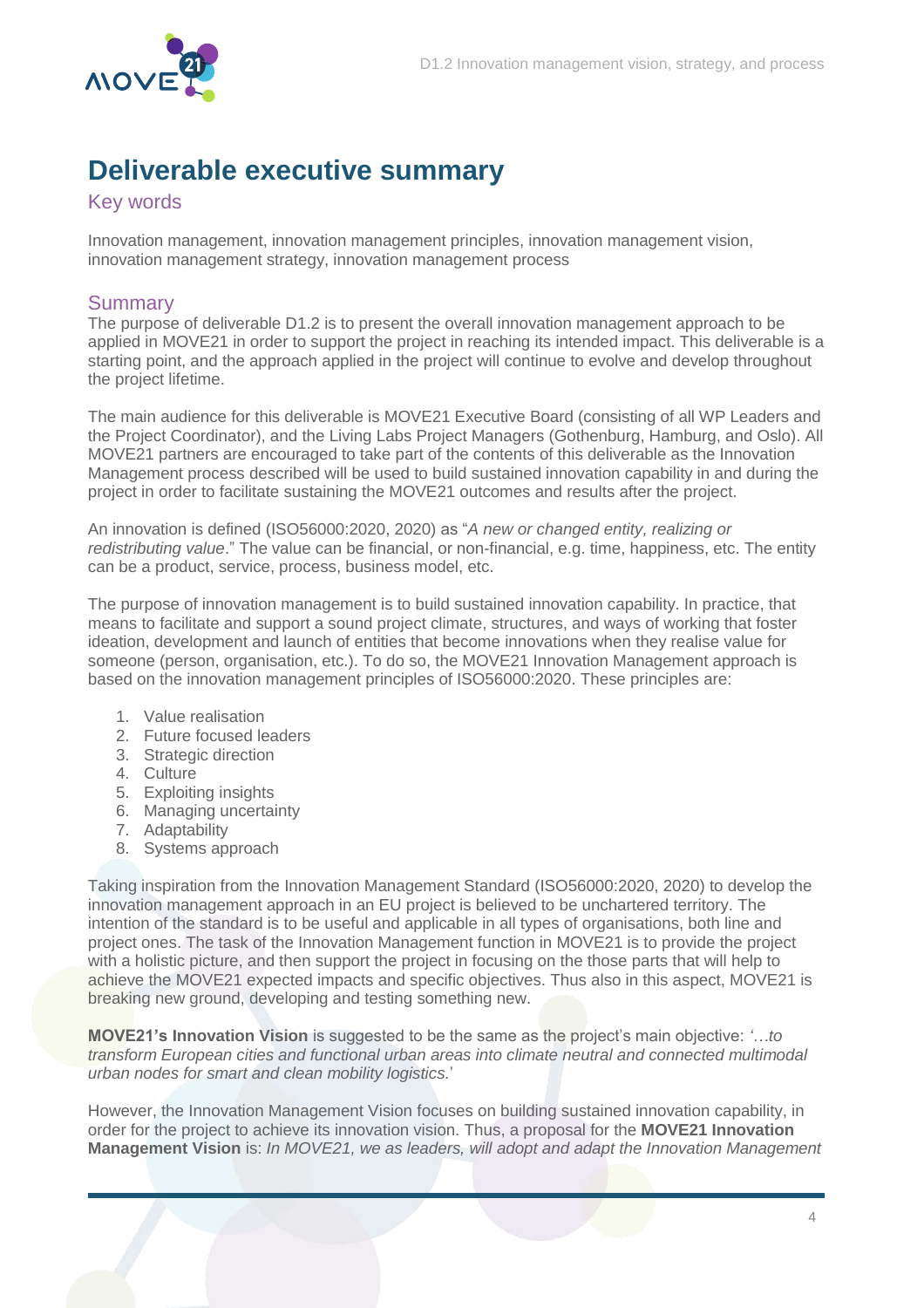# Deliverable executive summary

## Key words

Innovation management, innovation management principles, innovation management vision, innovation management strategy, innovation management process

## Summary

The purpose of deliverable D1.2 is to present the overall innovation management approach to be applied in MOVE21 in order to support the project in reaching its intended impact. This deliverable is a starting point, and the approach applied in the project will continue to evolve and develop throughout the project lifetime.

The main audience for this deliverable is MOVE21 Executive Board (consisting of all WP Leaders and the Project Coordinator), and the Living Labs Project Managers (Gothenburg, Hamburg, and Oslo). All MOVE21 partners are encouraged to take part of the contents of this deliverable as the Innovation Management process described will be used to build sustained innovation capability in and during the project in order to facilitate sustaining the MOVE21 outcomes and results after the project.

An innovation is defined (ISO56000:2020, 2020) as "*A new or changed entity, realizing or redistributing value*." The value can be financial, or non-financial, e.g. time, happiness, etc. The entity can be a product, service, process, business model, etc.

The purpose of innovation management is to build sustained innovation capability. In practice, that means to facilitate and support a sound project climate, structures, and ways of working that foster ideation, development and launch of entities that become innovations when they realise value for someone (person, organisation, etc.). To do so, the MOVE21 Innovation Management approach is based on the innovation management principles of ISO56000:2020. These principles are:

1. Value realisation
2. Future focused leaders
3. Strategic direction
4. Culture
5. Exploiting insights
6. Managing uncertainty
7. Adaptability
8. Systems approach

Taking inspiration from the Innovation Management Standard (ISO56000:2020, 2020) to develop the innovation management approach in an EU project is believed to be unchartered territory. The intention of the standard is to be useful and applicable in all types of organisations, both line and project ones. The task of the Innovation Management function in MOVE21 is to provide the project with a holistic picture, and then support the project in focusing on the those parts that will help to achieve the MOVE21 expected impacts and specific objectives. Thus also in this aspect, MOVE21 is breaking new ground, developing and testing something new.

**MOVE21's Innovation Vision** is suggested to be the same as the project's main objective: *'…to transform European cities and functional urban areas into climate neutral and connected multimodal urban nodes for smart and clean mobility logistics.*'

However, the Innovation Management Vision focuses on building sustained innovation capability, in order for the project to achieve its innovation vision. Thus, a proposal for the **MOVE21 Innovation Management Vision** is: *In MOVE21, we as leaders, will adopt and adapt the Innovation Management*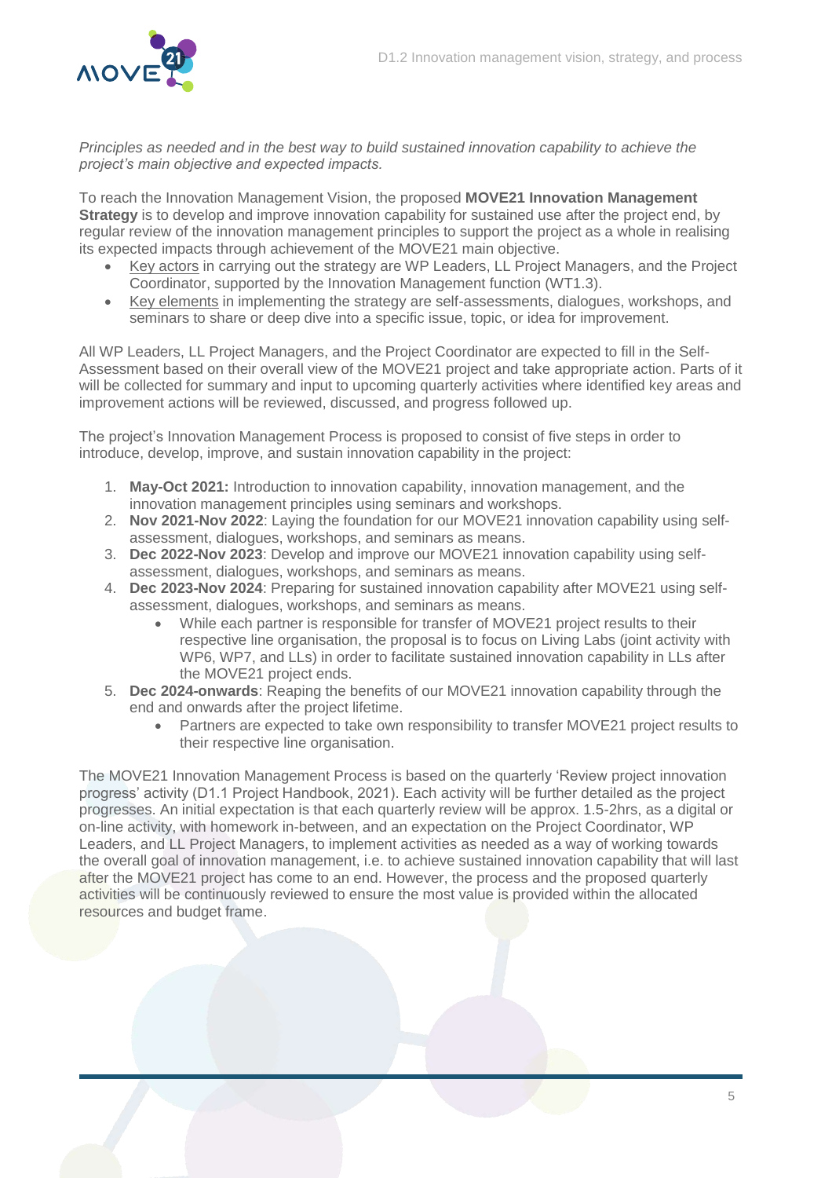*Principles as needed and in the best way to build sustained innovation capability to achieve the project's main objective and expected impacts.*

To reach the Innovation Management Vision, the proposed **MOVE21 Innovation Management Strategy** is to develop and improve innovation capability for sustained use after the project end, by regular review of the innovation management principles to support the project as a whole in realising its expected impacts through achievement of the MOVE21 main objective.

- Key actors in carrying out the strategy are WP Leaders, LL Project Managers, and the Project Coordinator, supported by the Innovation Management function (WT1.3).
- Key elements in implementing the strategy are self-assessments, dialogues, workshops, and seminars to share or deep dive into a specific issue, topic, or idea for improvement.

All WP Leaders, LL Project Managers, and the Project Coordinator are expected to fill in the Self-Assessment based on their overall view of the MOVE21 project and take appropriate action. Parts of it will be collected for summary and input to upcoming quarterly activities where identified key areas and improvement actions will be reviewed, discussed, and progress followed up.

The project's Innovation Management Process is proposed to consist of five steps in order to introduce, develop, improve, and sustain innovation capability in the project:

1. **May-Oct 2021:** Introduction to innovation capability, innovation management, and the innovation management principles using seminars and workshops.
2. **Nov 2021-Nov 2022**: Laying the foundation for our MOVE21 innovation capability using self-assessment, dialogues, workshops, and seminars as means.
3. **Dec 2022-Nov 2023**: Develop and improve our MOVE21 innovation capability using self-assessment, dialogues, workshops, and seminars as means.
4. **Dec 2023-Nov 2024**: Preparing for sustained innovation capability after MOVE21 using self-assessment, dialogues, workshops, and seminars as means.
   - While each partner is responsible for transfer of MOVE21 project results to their respective line organisation, the proposal is to focus on Living Labs (joint activity with WP6, WP7, and LLs) in order to facilitate sustained innovation capability in LLs after the MOVE21 project ends.
5. **Dec 2024-onwards**: Reaping the benefits of our MOVE21 innovation capability through the end and onwards after the project lifetime.
   - Partners are expected to take own responsibility to transfer MOVE21 project results to their respective line organisation.

The MOVE21 Innovation Management Process is based on the quarterly 'Review project innovation progress' activity (D1.1 Project Handbook, 2021). Each activity will be further detailed as the project progresses. An initial expectation is that each quarterly review will be approx. 1.5-2hrs, as a digital or on-line activity, with homework in-between, and an expectation on the Project Coordinator, WP Leaders, and LL Project Managers, to implement activities as needed as a way of working towards the overall goal of innovation management, i.e. to achieve sustained innovation capability that will last after the MOVE21 project has come to an end. However, the process and the proposed quarterly activities will be continuously reviewed to ensure the most value is provided within the allocated resources and budget frame.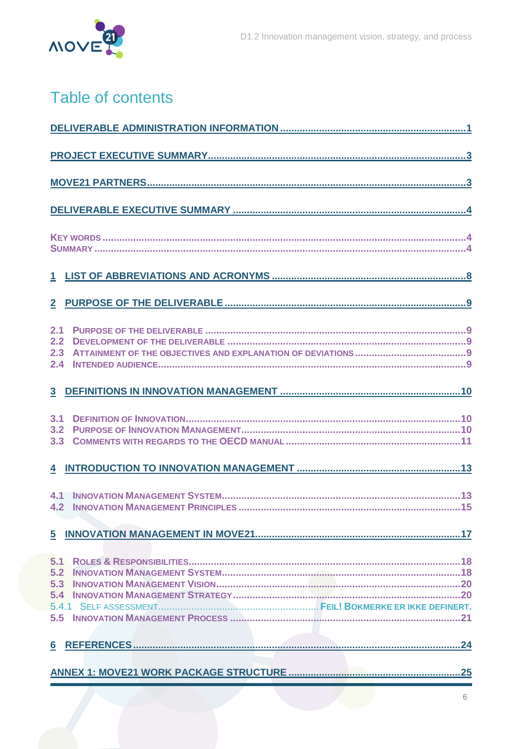# Table of contents

DELIVERABLE ADMINISTRATION INFORMATION ....................................................................1

PROJECT EXECUTIVE SUMMARY....................................................................................3

MOVE21 PARTNERS...........................................................................................................3

DELIVERABLE EXECUTIVE SUMMARY ..........................................................................4

KEY WORDS ........................................................................................................................4
SUMMARY ............................................................................................................................4

1 LIST OF ABBREVIATIONS AND ACRONYMS ..............................................................8

2 PURPOSE OF THE DELIVERABLE ................................................................................9

2.1 PURPOSE OF THE DELIVERABLE .............................................................................9
2.2 DEVELOPMENT OF THE DELIVERABLE ....................................................................9
2.3 ATTAINMENT OF THE OBJECTIVES AND EXPLANATION OF DEVIATIONS ..............9
2.4 INTENDED AUDIENCE..................................................................................................9

3 DEFINITIONS IN INNOVATION MANAGEMENT ............................................................10

3.1 DEFINITION OF INNOVATION.......................................................................................10
3.2 PURPOSE OF INNOVATION MANAGEMENT................................................................10
3.3 COMMENTS WITH REGARDS TO THE OECD MANUAL ...........................................11

4 INTRODUCTION TO INNOVATION MANAGEMENT ........................................................13

4.1 INNOVATION MANAGEMENT SYSTEM.........................................................................13
4.2 INNOVATION MANAGEMENT PRINCIPLES ...............................................................15

5 INNOVATION MANAGEMENT IN MOVE21.........................................................................17

5.1 ROLES & RESPONSIBILITIES.........................................................................................18
5.2 INNOVATION MANAGEMENT SYSTEM..........................................................................18
5.3 INNOVATION MANAGEMENT VISION............................................................................20
5.4 INNOVATION MANAGEMENT STRATEGY......................................................................20
5.4.1 SELF ASSESSMENT.......................................................... FEIL! BOKMERKE ER IKKE DEFINERT.
5.5 INNOVATION MANAGEMENT PROCESS ......................................................................21

6 REFERENCES......................................................................................................................24

ANNEX 1: MOVE21 WORK PACKAGE STRUCTURE ..............................................................25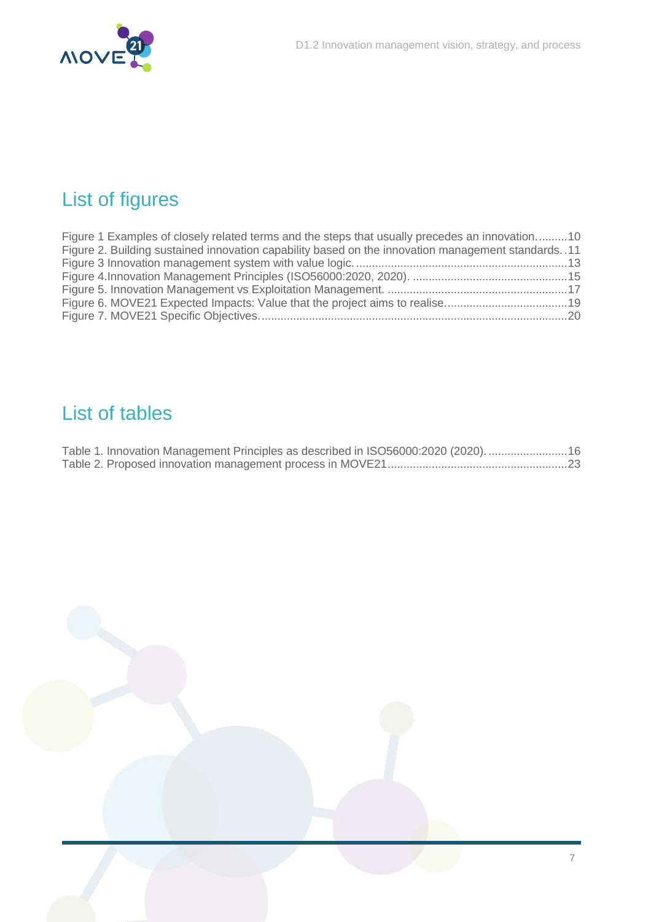## List of figures

Figure 1 Examples of closely related terms and the steps that usually precedes an innovation. .........10
Figure 2. Building sustained innovation capability based on the innovation management standards. .11
Figure 3 Innovation management system with value logic. ....................................................................13
Figure 4.Innovation Management Principles (ISO56000:2020, 2020). ..................................................15
Figure 5. Innovation Management vs Exploitation Management. .........................................................17
Figure 6. MOVE21 Expected Impacts: Value that the project aims to realise.......................................19
Figure 7. MOVE21 Specific Objectives. .................................................................................................20

## List of tables

Table 1. Innovation Management Principles as described in ISO56000:2020 (2020). .........................16
Table 2. Proposed innovation management process in MOVE21.........................................................23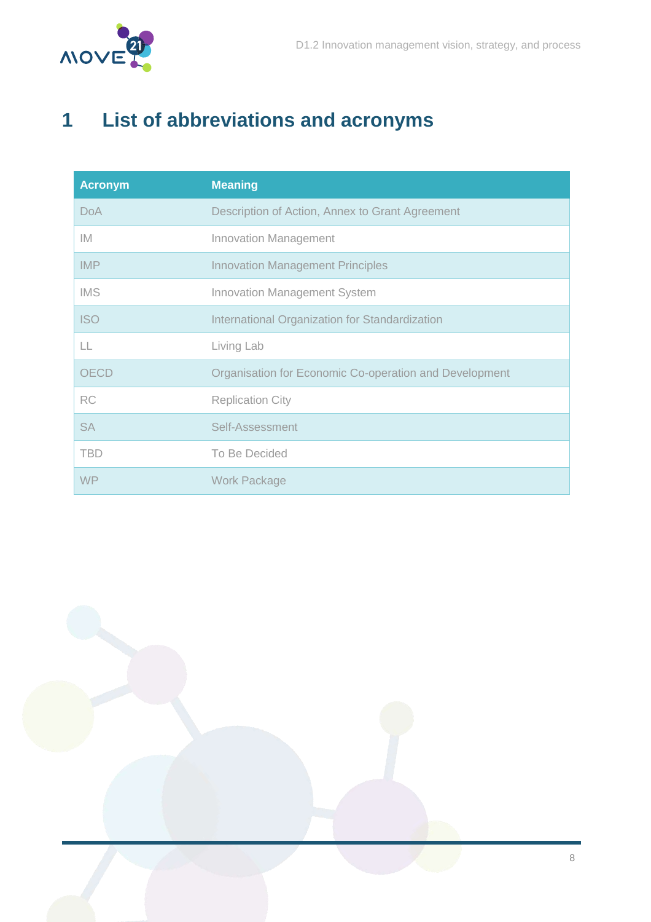# 1 List of abbreviations and acronyms

| Acronym | Meaning |
|---|---|
| DoA | Description of Action, Annex to Grant Agreement |
| IM | Innovation Management |
| IMP | Innovation Management Principles |
| IMS | Innovation Management System |
| ISO | International Organization for Standardization |
| LL | Living Lab |
| OECD | Organisation for Economic Co-operation and Development |
| RC | Replication City |
| SA | Self-Assessment |
| TBD | To Be Decided |
| WP | Work Package |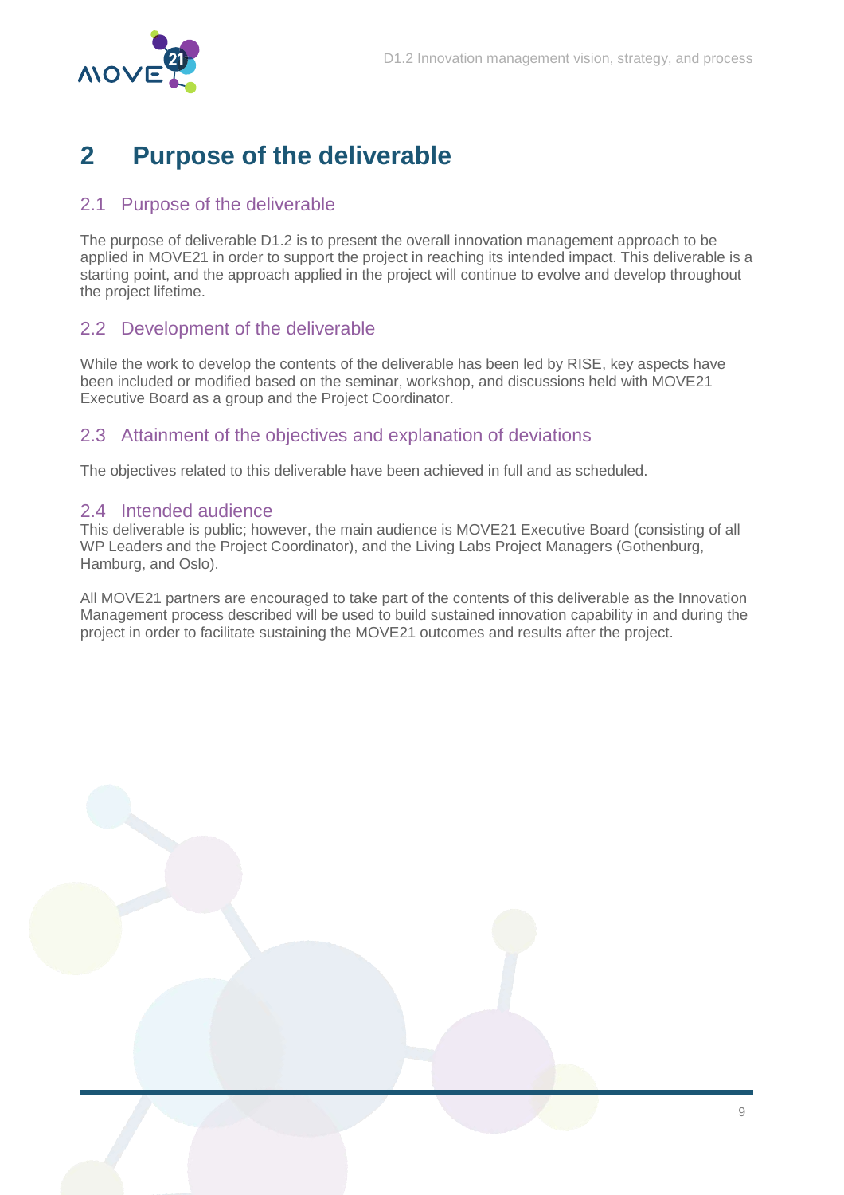# 2 Purpose of the deliverable

## 2.1 Purpose of the deliverable

The purpose of deliverable D1.2 is to present the overall innovation management approach to be applied in MOVE21 in order to support the project in reaching its intended impact. This deliverable is a starting point, and the approach applied in the project will continue to evolve and develop throughout the project lifetime.

## 2.2 Development of the deliverable

While the work to develop the contents of the deliverable has been led by RISE, key aspects have been included or modified based on the seminar, workshop, and discussions held with MOVE21 Executive Board as a group and the Project Coordinator.

## 2.3 Attainment of the objectives and explanation of deviations

The objectives related to this deliverable have been achieved in full and as scheduled.

## 2.4 Intended audience

This deliverable is public; however, the main audience is MOVE21 Executive Board (consisting of all WP Leaders and the Project Coordinator), and the Living Labs Project Managers (Gothenburg, Hamburg, and Oslo).

All MOVE21 partners are encouraged to take part of the contents of this deliverable as the Innovation Management process described will be used to build sustained innovation capability in and during the project in order to facilitate sustaining the MOVE21 outcomes and results after the project.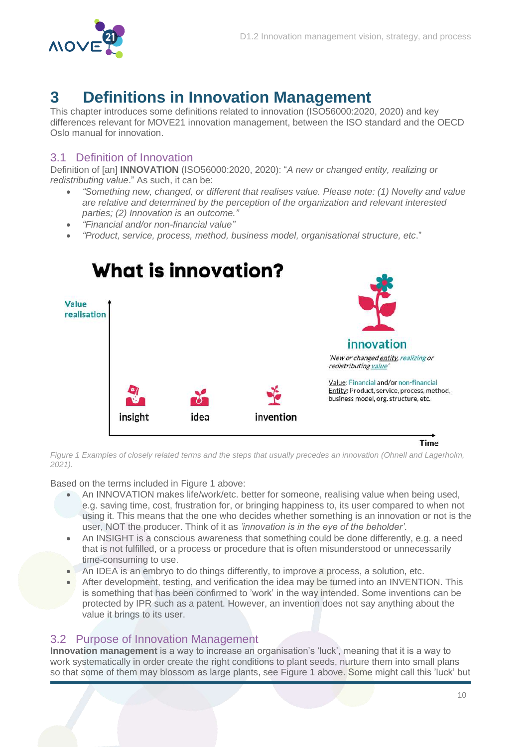# 3 Definitions in Innovation Management

This chapter introduces some definitions related to innovation (ISO56000:2020, 2020) and key differences relevant for MOVE21 innovation management, between the ISO standard and the OECD Oslo manual for innovation.

## 3.1 Definition of Innovation

Definition of [an] **INNOVATION** (ISO56000:2020, 2020): "*A new or changed entity, realizing or redistributing value*." As such, it can be:

- *"Something new, changed, or different that realises value. Please note: (1) Novelty and value are relative and determined by the perception of the organization and relevant interested parties; (2) Innovation is an outcome."*
- *"Financial and/or non-financial value"*
- *"Product, service, process, method, business model, organisational structure, etc*."

**What is innovation?**

Value realisation

insight — idea — invention — innovation

Time

*'New or changed entity, realizing or redistributing value'*

Value: Financial and/or non-financial
Entity: Product, service, process, method, business model, org. structure, etc.

*Figure 1 Examples of closely related terms and the steps that usually precedes an innovation (Ohnell and Lagerholm, 2021).*

Based on the terms included in Figure 1 above:

- An INNOVATION makes life/work/etc. better for someone, realising value when being used, e.g. saving time, cost, frustration for, or bringing happiness to, its user compared to when not using it. This means that the one who decides whether something is an innovation or not is the user, NOT the producer. Think of it as *'innovation is in the eye of the beholder'*.
- An INSIGHT is a conscious awareness that something could be done differently, e.g. a need that is not fulfilled, or a process or procedure that is often misunderstood or unnecessarily time-consuming to use.
- An IDEA is an embryo to do things differently, to improve a process, a solution, etc.
- After development, testing, and verification the idea may be turned into an INVENTION. This is something that has been confirmed to 'work' in the way intended. Some inventions can be protected by IPR such as a patent. However, an invention does not say anything about the value it brings to its user.

## 3.2 Purpose of Innovation Management

**Innovation management** is a way to increase an organisation's 'luck', meaning that it is a way to work systematically in order create the right conditions to plant seeds, nurture them into small plans so that some of them may blossom as large plants, see Figure 1 above. Some might call this 'luck' but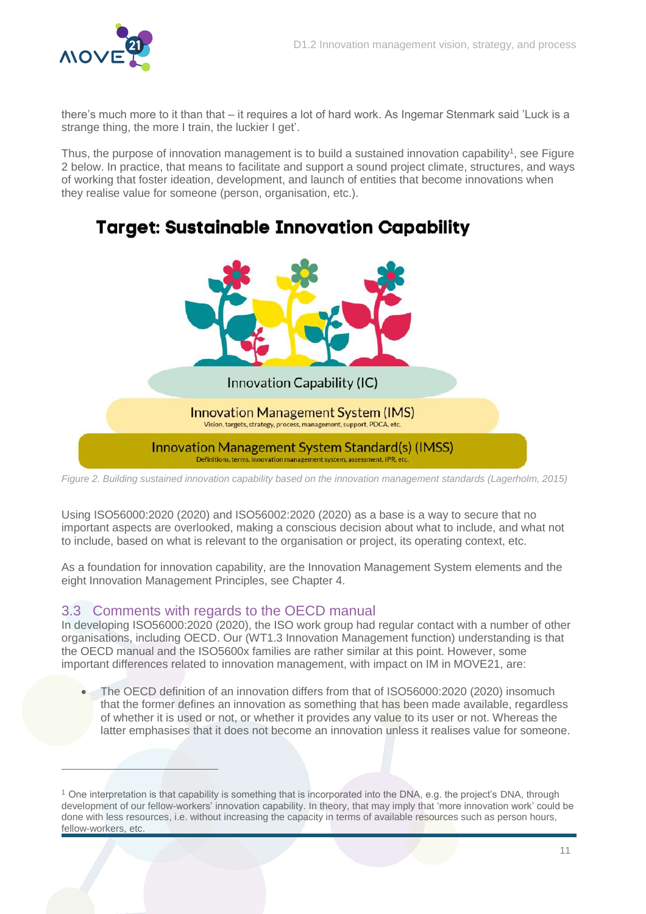there's much more to it than that – it requires a lot of hard work. As Ingemar Stenmark said 'Luck is a strange thing, the more I train, the luckier I get'.

Thus, the purpose of innovation management is to build a sustained innovation capability[1], see Figure 2 below. In practice, that means to facilitate and support a sound project climate, structures, and ways of working that foster ideation, development, and launch of entities that become innovations when they realise value for someone (person, organisation, etc.).

**Target: Sustainable Innovation Capability**

Innovation Capability (IC)

Innovation Management System (IMS)
Vision, targets, strategy, process, management, support, PDCA, etc.

Innovation Management System Standard(s) (IMSS)
Definitions, terms, innovation management system, assessment, IPR, etc.

*Figure 2. Building sustained innovation capability based on the innovation management standards (Lagerholm, 2015)*

Using ISO56000:2020 (2020) and ISO56002:2020 (2020) as a base is a way to secure that no important aspects are overlooked, making a conscious decision about what to include, and what not to include, based on what is relevant to the organisation or project, its operating context, etc.

As a foundation for innovation capability, are the Innovation Management System elements and the eight Innovation Management Principles, see Chapter 4.

## 3.3 Comments with regards to the OECD manual

In developing ISO56000:2020 (2020), the ISO work group had regular contact with a number of other organisations, including OECD. Our (WT1.3 Innovation Management function) understanding is that the OECD manual and the ISO5600x families are rather similar at this point. However, some important differences related to innovation management, with impact on IM in MOVE21, are:

- The OECD definition of an innovation differs from that of ISO56000:2020 (2020) insomuch that the former defines an innovation as something that has been made available, regardless of whether it is used or not, or whether it provides any value to its user or not. Whereas the latter emphasises that it does not become an innovation unless it realises value for someone.

[1] One interpretation is that capability is something that is incorporated into the DNA, e.g. the project's DNA, through development of our fellow-workers' innovation capability. In theory, that may imply that 'more innovation work' could be done with less resources, i.e. without increasing the capacity in terms of available resources such as person hours, fellow-workers, etc.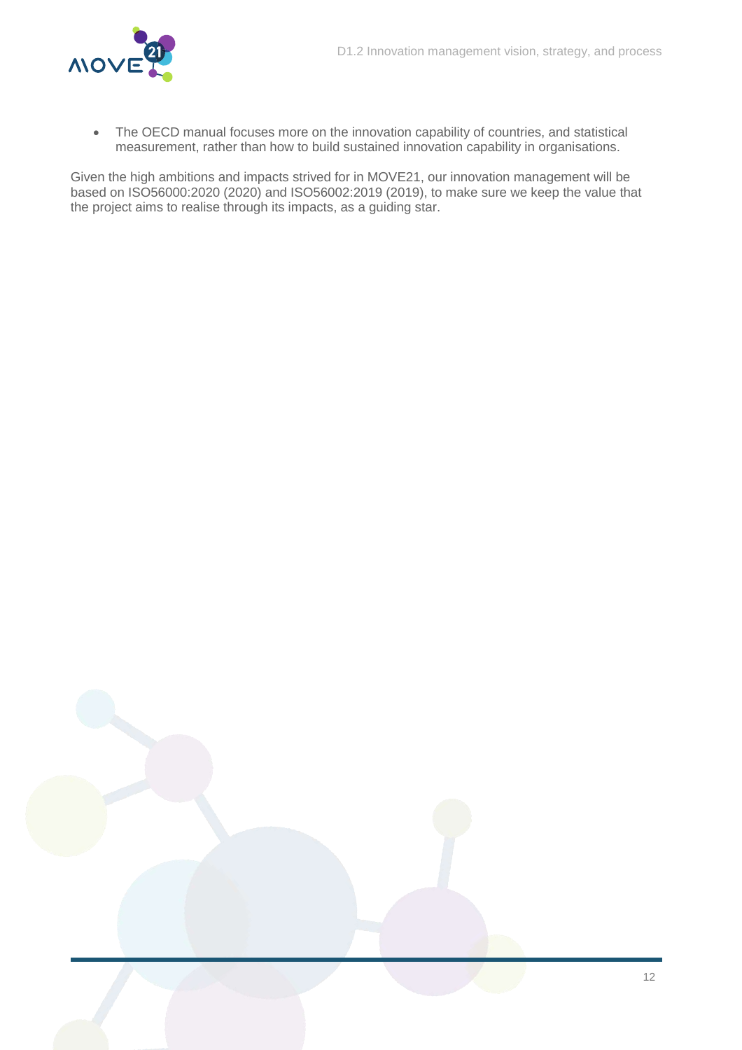- The OECD manual focuses more on the innovation capability of countries, and statistical measurement, rather than how to build sustained innovation capability in organisations.

Given the high ambitions and impacts strived for in MOVE21, our innovation management will be based on ISO56000:2020 (2020) and ISO56002:2019 (2019), to make sure we keep the value that the project aims to realise through its impacts, as a guiding star.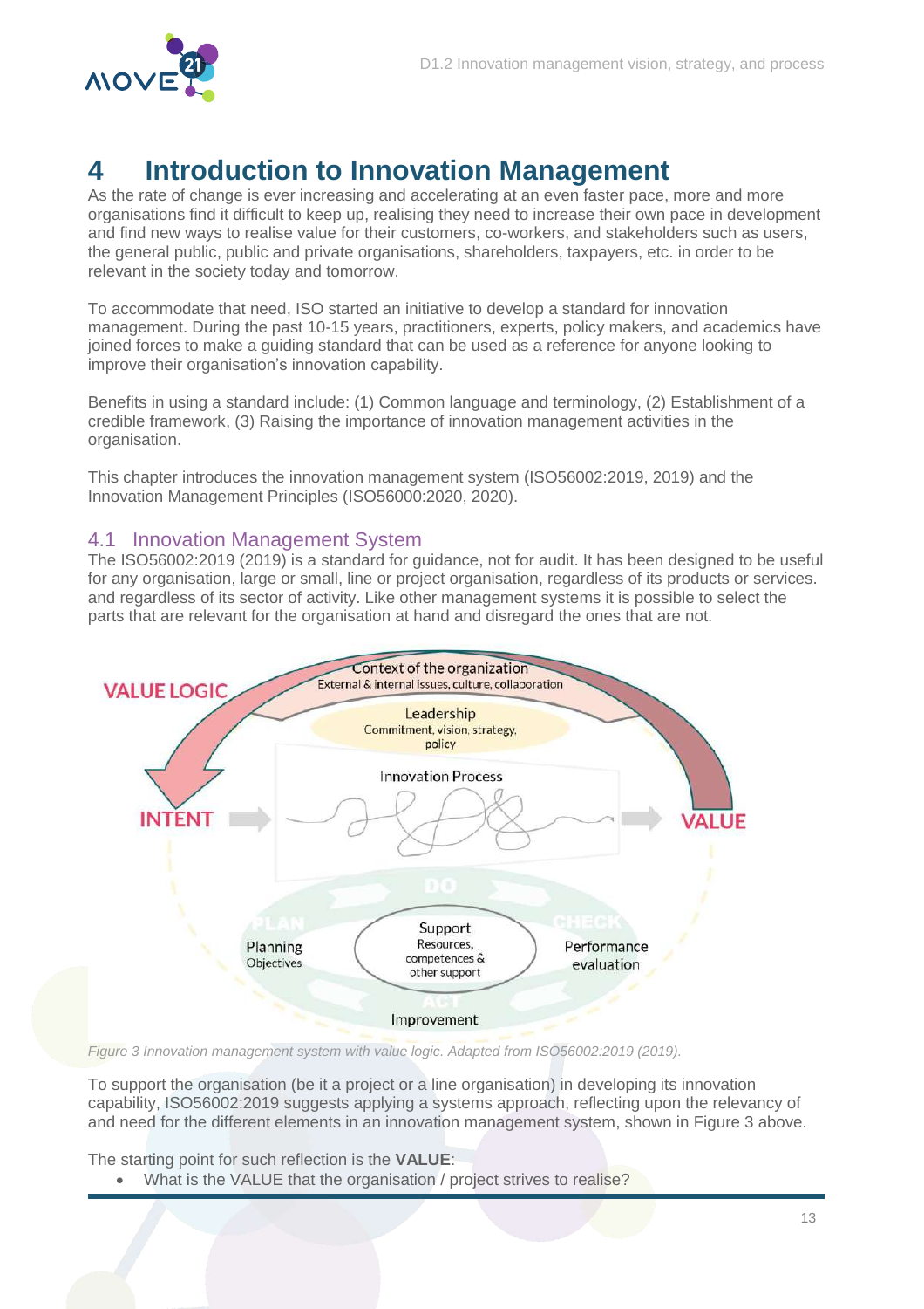# 4 Introduction to Innovation Management

As the rate of change is ever increasing and accelerating at an even faster pace, more and more organisations find it difficult to keep up, realising they need to increase their own pace in development and find new ways to realise value for their customers, co-workers, and stakeholders such as users, the general public, public and private organisations, shareholders, taxpayers, etc. in order to be relevant in the society today and tomorrow.

To accommodate that need, ISO started an initiative to develop a standard for innovation management. During the past 10-15 years, practitioners, experts, policy makers, and academics have joined forces to make a guiding standard that can be used as a reference for anyone looking to improve their organisation's innovation capability.

Benefits in using a standard include: (1) Common language and terminology, (2) Establishment of a credible framework, (3) Raising the importance of innovation management activities in the organisation.

This chapter introduces the innovation management system (ISO56002:2019, 2019) and the Innovation Management Principles (ISO56000:2020, 2020).

## 4.1 Innovation Management System

The ISO56002:2019 (2019) is a standard for guidance, not for audit. It has been designed to be useful for any organisation, large or small, line or project organisation, regardless of its products or services. and regardless of its sector of activity. Like other management systems it is possible to select the parts that are relevant for the organisation at hand and disregard the ones that are not.

*Figure 3 Innovation management system with value logic. Adapted from ISO56002:2019 (2019).*

To support the organisation (be it a project or a line organisation) in developing its innovation capability, ISO56002:2019 suggests applying a systems approach, reflecting upon the relevancy of and need for the different elements in an innovation management system, shown in Figure 3 above.

The starting point for such reflection is the **VALUE**:

- What is the VALUE that the organisation / project strives to realise?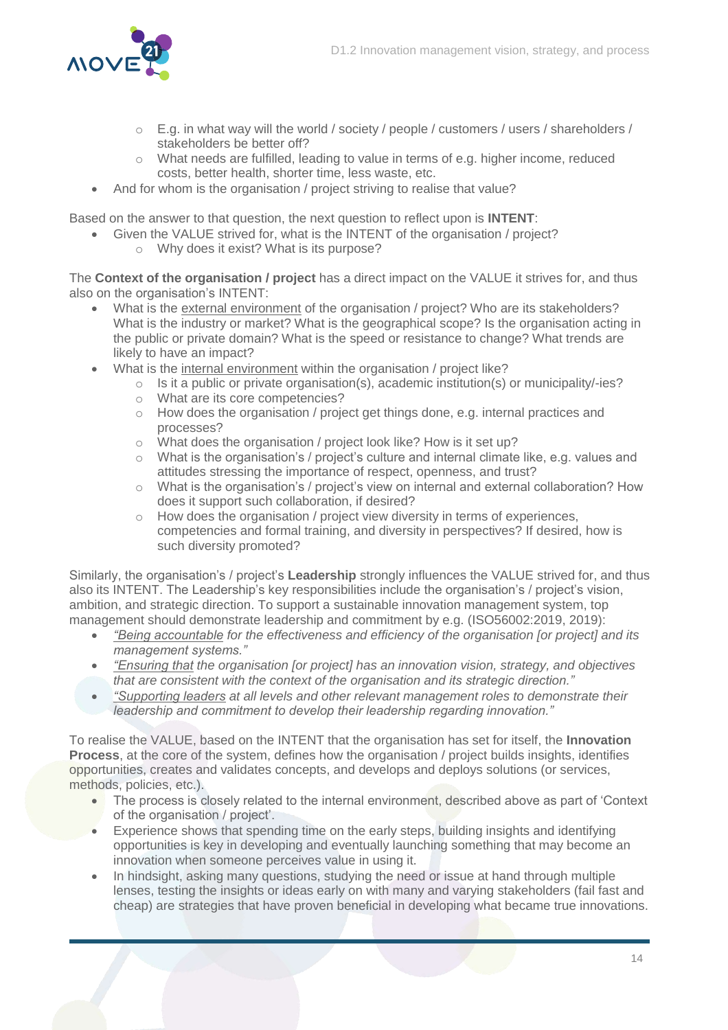- E.g. in what way will the world / society / people / customers / users / shareholders / stakeholders be better off?
    - What needs are fulfilled, leading to value in terms of e.g. higher income, reduced costs, better health, shorter time, less waste, etc.
- And for whom is the organisation / project striving to realise that value?

Based on the answer to that question, the next question to reflect upon is **INTENT**:

- Given the VALUE strived for, what is the INTENT of the organisation / project?
    - Why does it exist? What is its purpose?

The **Context of the organisation / project** has a direct impact on the VALUE it strives for, and thus also on the organisation's INTENT:

- What is the external environment of the organisation / project? Who are its stakeholders? What is the industry or market? What is the geographical scope? Is the organisation acting in the public or private domain? What is the speed or resistance to change? What trends are likely to have an impact?
- What is the internal environment within the organisation / project like?
    - Is it a public or private organisation(s), academic institution(s) or municipality/-ies?
    - What are its core competencies?
    - How does the organisation / project get things done, e.g. internal practices and processes?
    - What does the organisation / project look like? How is it set up?
    - What is the organisation's / project's culture and internal climate like, e.g. values and attitudes stressing the importance of respect, openness, and trust?
    - What is the organisation's / project's view on internal and external collaboration? How does it support such collaboration, if desired?
    - How does the organisation / project view diversity in terms of experiences, competencies and formal training, and diversity in perspectives? If desired, how is such diversity promoted?

Similarly, the organisation's / project's **Leadership** strongly influences the VALUE strived for, and thus also its INTENT. The Leadership's key responsibilities include the organisation's / project's vision, ambition, and strategic direction. To support a sustainable innovation management system, top management should demonstrate leadership and commitment by e.g. (ISO56002:2019, 2019):

- *"Being accountable for the effectiveness and efficiency of the organisation [or project] and its management systems."*
- *"Ensuring that the organisation [or project] has an innovation vision, strategy, and objectives that are consistent with the context of the organisation and its strategic direction."*
- *"Supporting leaders at all levels and other relevant management roles to demonstrate their leadership and commitment to develop their leadership regarding innovation."*

To realise the VALUE, based on the INTENT that the organisation has set for itself, the **Innovation Process**, at the core of the system, defines how the organisation / project builds insights, identifies opportunities, creates and validates concepts, and develops and deploys solutions (or services, methods, policies, etc.).

- The process is closely related to the internal environment, described above as part of 'Context of the organisation / project'.
- Experience shows that spending time on the early steps, building insights and identifying opportunities is key in developing and eventually launching something that may become an innovation when someone perceives value in using it.
- In hindsight, asking many questions, studying the need or issue at hand through multiple lenses, testing the insights or ideas early on with many and varying stakeholders (fail fast and cheap) are strategies that have proven beneficial in developing what became true innovations.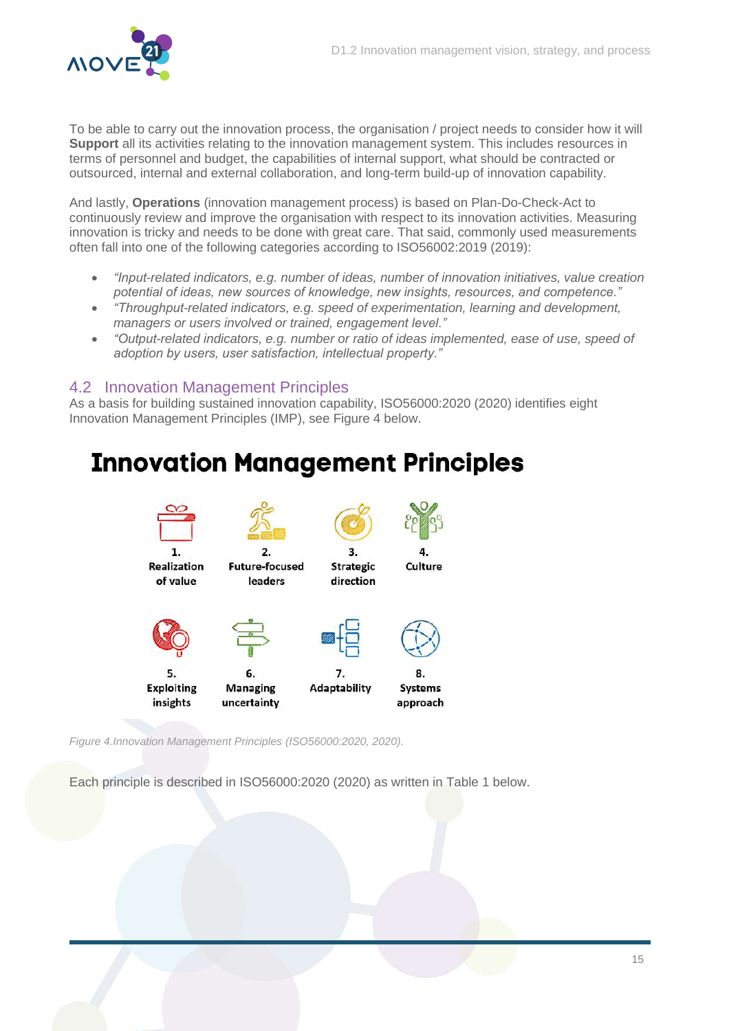To be able to carry out the innovation process, the organisation / project needs to consider how it will **Support** all its activities relating to the innovation management system. This includes resources in terms of personnel and budget, the capabilities of internal support, what should be contracted or outsourced, internal and external collaboration, and long-term build-up of innovation capability.

And lastly, **Operations** (innovation management process) is based on Plan-Do-Check-Act to continuously review and improve the organisation with respect to its innovation activities. Measuring innovation is tricky and needs to be done with great care. That said, commonly used measurements often fall into one of the following categories according to ISO56002:2019 (2019):

- *"Input-related indicators, e.g. number of ideas, number of innovation initiatives, value creation potential of ideas, new sources of knowledge, new insights, resources, and competence."*
- *"Throughput-related indicators, e.g. speed of experimentation, learning and development, managers or users involved or trained, engagement level."*
- *"Output-related indicators, e.g. number or ratio of ideas implemented, ease of use, speed of adoption by users, user satisfaction, intellectual property."*

## 4.2 Innovation Management Principles

As a basis for building sustained innovation capability, ISO56000:2020 (2020) identifies eight Innovation Management Principles (IMP), see Figure 4 below.

**Innovation Management Principles**

1. Realization of value
2. Future-focused leaders
3. Strategic direction
4. Culture
5. Exploiting insights
6. Managing uncertainty
7. Adaptability
8. Systems approach

*Figure 4.Innovation Management Principles (ISO56000:2020, 2020).*

Each principle is described in ISO56000:2020 (2020) as written in Table 1 below.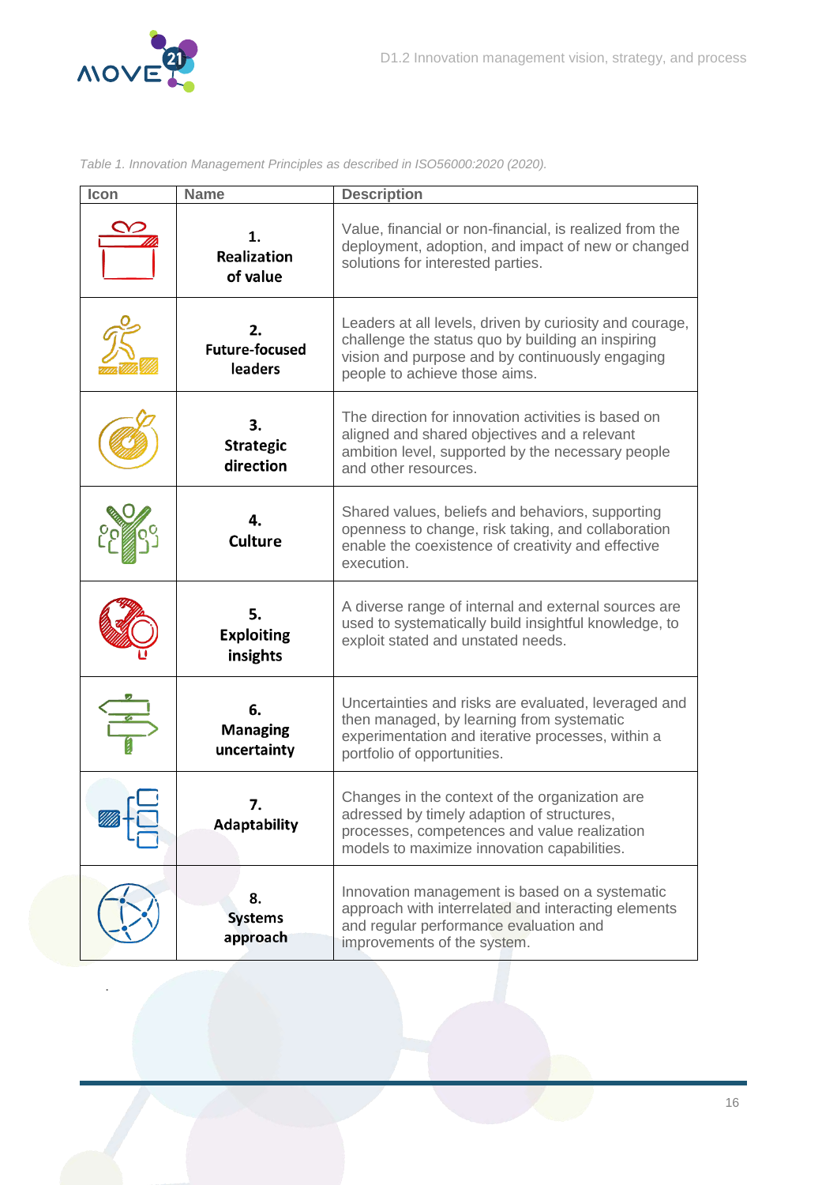*Table 1. Innovation Management Principles as described in ISO56000:2020 (2020).*

| Icon | Name | Description |
|---|---|---|
| | **1. Realization of value** | Value, financial or non-financial, is realized from the deployment, adoption, and impact of new or changed solutions for interested parties. |
| | **2. Future-focused leaders** | Leaders at all levels, driven by curiosity and courage, challenge the status quo by building an inspiring vision and purpose and by continuously engaging people to achieve those aims. |
| | **3. Strategic direction** | The direction for innovation activities is based on aligned and shared objectives and a relevant ambition level, supported by the necessary people and other resources. |
| | **4. Culture** | Shared values, beliefs and behaviors, supporting openness to change, risk taking, and collaboration enable the coexistence of creativity and effective execution. |
| | **5. Exploiting insights** | A diverse range of internal and external sources are used to systematically build insightful knowledge, to exploit stated and unstated needs. |
| | **6. Managing uncertainty** | Uncertainties and risks are evaluated, leveraged and then managed, by learning from systematic experimentation and iterative processes, within a portfolio of opportunities. |
| | **7. Adaptability** | Changes in the context of the organization are adressed by timely adaption of structures, processes, competences and value realization models to maximize innovation capabilities. |
| | **8. Systems approach** | Innovation management is based on a systematic approach with interrelated and interacting elements and regular performance evaluation and improvements of the system. |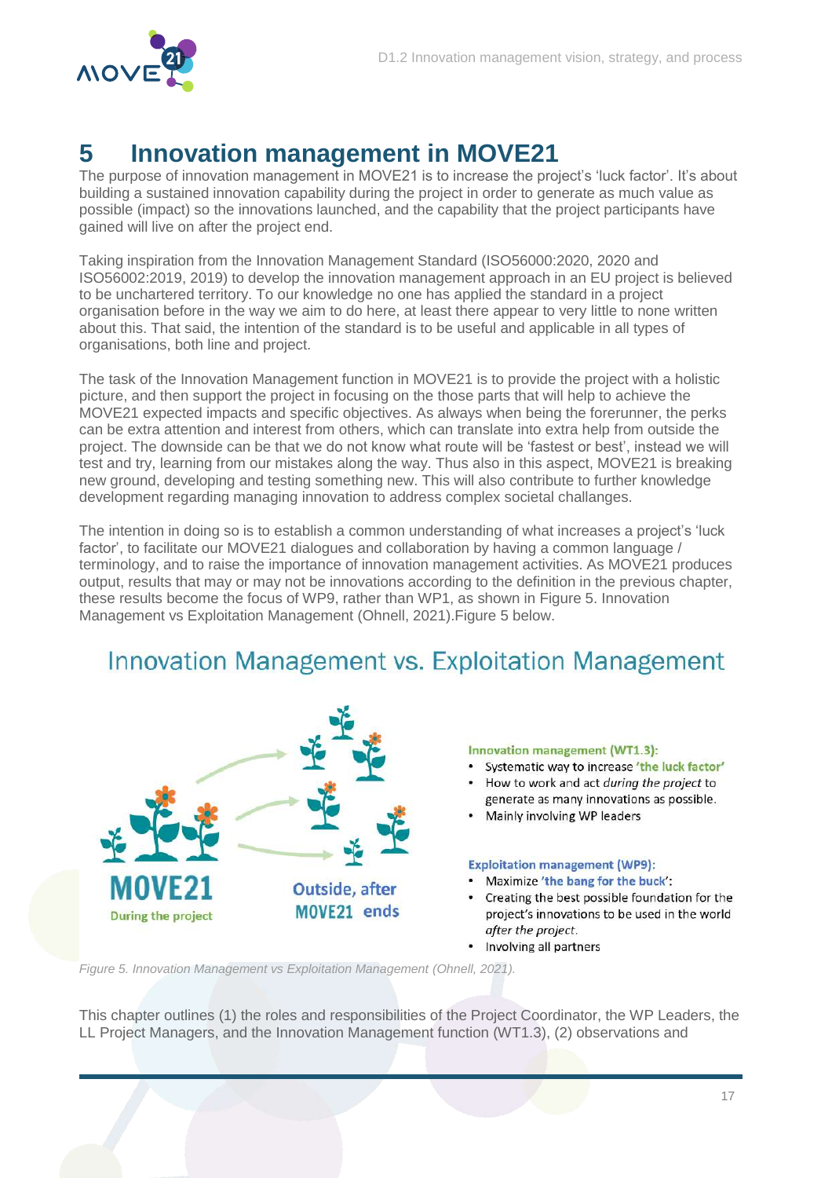# 5 Innovation management in MOVE21

The purpose of innovation management in MOVE21 is to increase the project's 'luck factor'. It's about building a sustained innovation capability during the project in order to generate as much value as possible (impact) so the innovations launched, and the capability that the project participants have gained will live on after the project end.

Taking inspiration from the Innovation Management Standard (ISO56000:2020, 2020 and ISO56002:2019, 2019) to develop the innovation management approach in an EU project is believed to be unchartered territory. To our knowledge no one has applied the standard in a project organisation before in the way we aim to do here, at least there appear to very little to none written about this. That said, the intention of the standard is to be useful and applicable in all types of organisations, both line and project.

The task of the Innovation Management function in MOVE21 is to provide the project with a holistic picture, and then support the project in focusing on the those parts that will help to achieve the MOVE21 expected impacts and specific objectives. As always when being the forerunner, the perks can be extra attention and interest from others, which can translate into extra help from outside the project. The downside can be that we do not know what route will be 'fastest or best', instead we will test and try, learning from our mistakes along the way. Thus also in this aspect, MOVE21 is breaking new ground, developing and testing something new. This will also contribute to further knowledge development regarding managing innovation to address complex societal challanges.

The intention in doing so is to establish a common understanding of what increases a project's 'luck factor', to facilitate our MOVE21 dialogues and collaboration by having a common language / terminology, and to raise the importance of innovation management activities. As MOVE21 produces output, results that may or may not be innovations according to the definition in the previous chapter, these results become the focus of WP9, rather than WP1, as shown in Figure 5. Innovation Management vs Exploitation Management (Ohnell, 2021).Figure 5 below.

## Innovation Management vs. Exploitation Management

MOVE21
During the project

Outside, after MOVE21 ends

**Innovation management (WT1.3):**

- Systematic way to increase **'the luck factor'**
- How to work and act *during the project* to generate as many innovations as possible.
- Mainly involving WP leaders

**Exploitation management (WP9):**

- Maximize **'the bang for the buck'**:
- Creating the best possible foundation for the project's innovations to be used in the world *after the project*.
- Involving all partners

*Figure 5. Innovation Management vs Exploitation Management (Ohnell, 2021).*

This chapter outlines (1) the roles and responsibilities of the Project Coordinator, the WP Leaders, the LL Project Managers, and the Innovation Management function (WT1.3), (2) observations and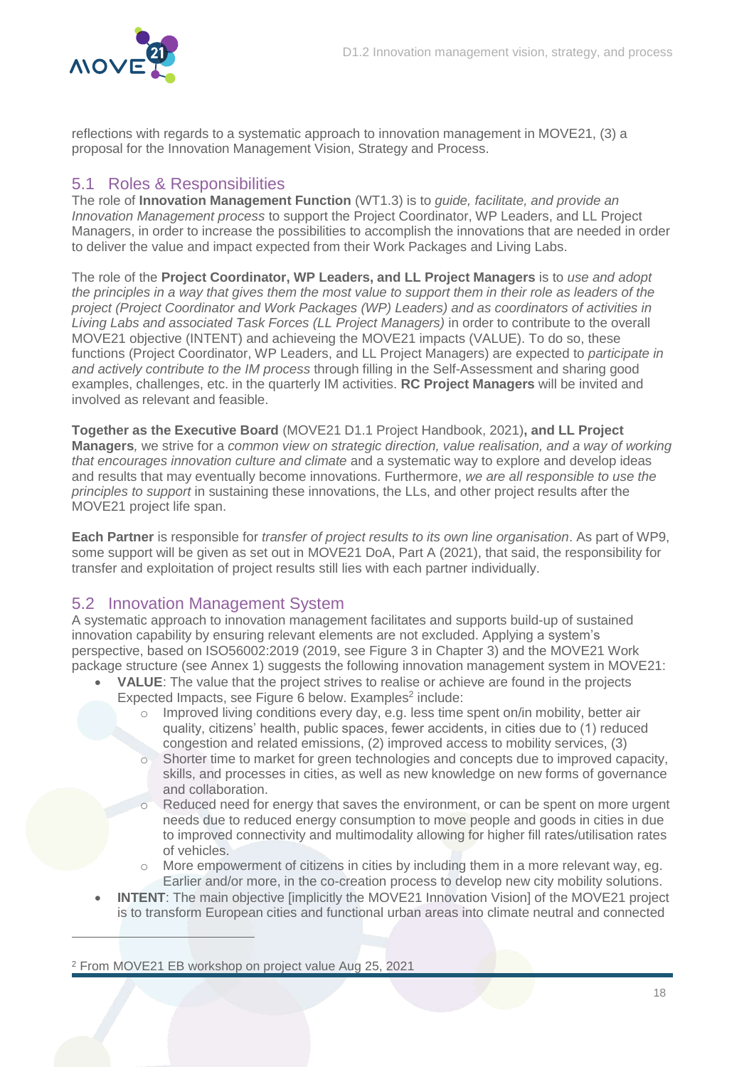reflections with regards to a systematic approach to innovation management in MOVE21, (3) a proposal for the Innovation Management Vision, Strategy and Process.

## 5.1 Roles & Responsibilities

The role of **Innovation Management Function** (WT1.3) is to *guide, facilitate, and provide an Innovation Management process* to support the Project Coordinator, WP Leaders, and LL Project Managers, in order to increase the possibilities to accomplish the innovations that are needed in order to deliver the value and impact expected from their Work Packages and Living Labs.

The role of the **Project Coordinator, WP Leaders, and LL Project Managers** is to *use and adopt the principles in a way that gives them the most value to support them in their role as leaders of the project (Project Coordinator and Work Packages (WP) Leaders) and as coordinators of activities in Living Labs and associated Task Forces (LL Project Managers)* in order to contribute to the overall MOVE21 objective (INTENT) and achieveing the MOVE21 impacts (VALUE). To do so, these functions (Project Coordinator, WP Leaders, and LL Project Managers) are expected to *participate in and actively contribute to the IM process* through filling in the Self-Assessment and sharing good examples, challenges, etc. in the quarterly IM activities. **RC Project Managers** will be invited and involved as relevant and feasible.

**Together as the Executive Board** (MOVE21 D1.1 Project Handbook, 2021)**, and LL Project Managers***,* we strive for a *common view on strategic direction, value realisation, and a way of working that encourages innovation culture and climate* and a systematic way to explore and develop ideas and results that may eventually become innovations. Furthermore, *we are all responsible to use the principles to support* in sustaining these innovations, the LLs, and other project results after the MOVE21 project life span.

**Each Partner** is responsible for *transfer of project results to its own line organisation*. As part of WP9, some support will be given as set out in MOVE21 DoA, Part A (2021), that said, the responsibility for transfer and exploitation of project results still lies with each partner individually.

## 5.2 Innovation Management System

A systematic approach to innovation management facilitates and supports build-up of sustained innovation capability by ensuring relevant elements are not excluded. Applying a system's perspective, based on ISO56002:2019 (2019, see Figure 3 in Chapter 3) and the MOVE21 Work package structure (see Annex 1) suggests the following innovation management system in MOVE21:

- **VALUE**: The value that the project strives to realise or achieve are found in the projects Expected Impacts, see Figure 6 below. Examples[2] include:
  - Improved living conditions every day, e.g. less time spent on/in mobility, better air quality, citizens' health, public spaces, fewer accidents, in cities due to (1) reduced congestion and related emissions, (2) improved access to mobility services, (3)
  - Shorter time to market for green technologies and concepts due to improved capacity, skills, and processes in cities, as well as new knowledge on new forms of governance and collaboration.
  - Reduced need for energy that saves the environment, or can be spent on more urgent needs due to reduced energy consumption to move people and goods in cities in due to improved connectivity and multimodality allowing for higher fill rates/utilisation rates of vehicles.
  - More empowerment of citizens in cities by including them in a more relevant way, eg. Earlier and/or more, in the co-creation process to develop new city mobility solutions.
- **INTENT**: The main objective [implicitly the MOVE21 Innovation Vision] of the MOVE21 project is to transform European cities and functional urban areas into climate neutral and connected

[2] From MOVE21 EB workshop on project value Aug 25, 2021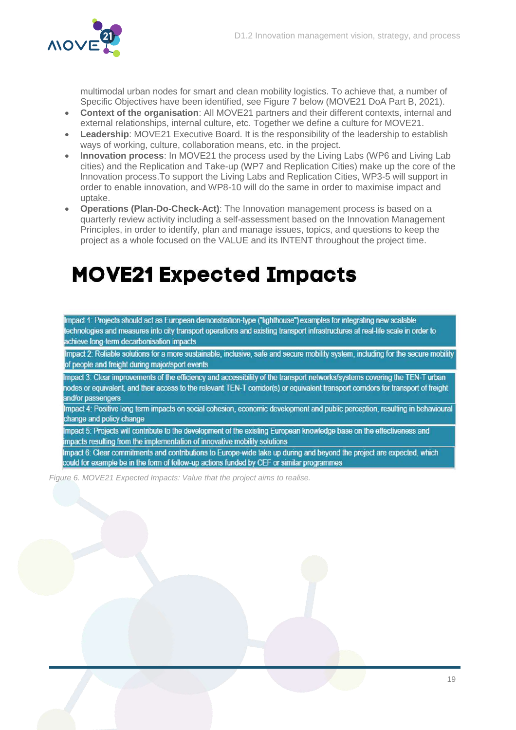multimodal urban nodes for smart and clean mobility logistics. To achieve that, a number of Specific Objectives have been identified, see Figure 7 below (MOVE21 DoA Part B, 2021).

- **Context of the organisation**: All MOVE21 partners and their different contexts, internal and external relationships, internal culture, etc. Together we define a culture for MOVE21.
- **Leadership**: MOVE21 Executive Board. It is the responsibility of the leadership to establish ways of working, culture, collaboration means, etc. in the project.
- **Innovation process**: In MOVE21 the process used by the Living Labs (WP6 and Living Lab cities) and the Replication and Take-up (WP7 and Replication Cities) make up the core of the Innovation process.To support the Living Labs and Replication Cities, WP3-5 will support in order to enable innovation, and WP8-10 will do the same in order to maximise impact and uptake.
- **Operations (Plan-Do-Check-Act)**: The Innovation management process is based on a quarterly review activity including a self-assessment based on the Innovation Management Principles, in order to identify, plan and manage issues, topics, and questions to keep the project as a whole focused on the VALUE and its INTENT throughout the project time.

# MOVE21 Expected Impacts

| |
|---|
| Impact 1: Projects should act as European demonstration-type ("lighthouse") examples for integrating new scalable technologies and measures into city transport operations and existing transport infrastructures at real-life scale in order to achieve long-term decarbonisation impacts |
| Impact 2: Reliable solutions for a more sustainable, inclusive, safe and secure mobility system, including for the secure mobility of people and freight during major/sport events |
| Impact 3: Clear improvements of the efficiency and accessibility of the transport networks/systems covering the TEN-T urban nodes or equivalent, and their access to the relevant TEN-T corridor(s) or equivalent transport corridors for transport of freight and/or passengers |
| Impact 4: Positive long term impacts on social cohesion, economic development and public perception, resulting in behavioural change and policy change |
| Impact 5: Projects will contribute to the development of the existing European knowledge base on the effectiveness and impacts resulting from the implementation of innovative mobility solutions |
| Impact 6: Clear commitments and contributions to Europe-wide take up during and beyond the project are expected, which could for example be in the form of follow-up actions funded by CEF or similar programmes |

*Figure 6. MOVE21 Expected Impacts: Value that the project aims to realise.*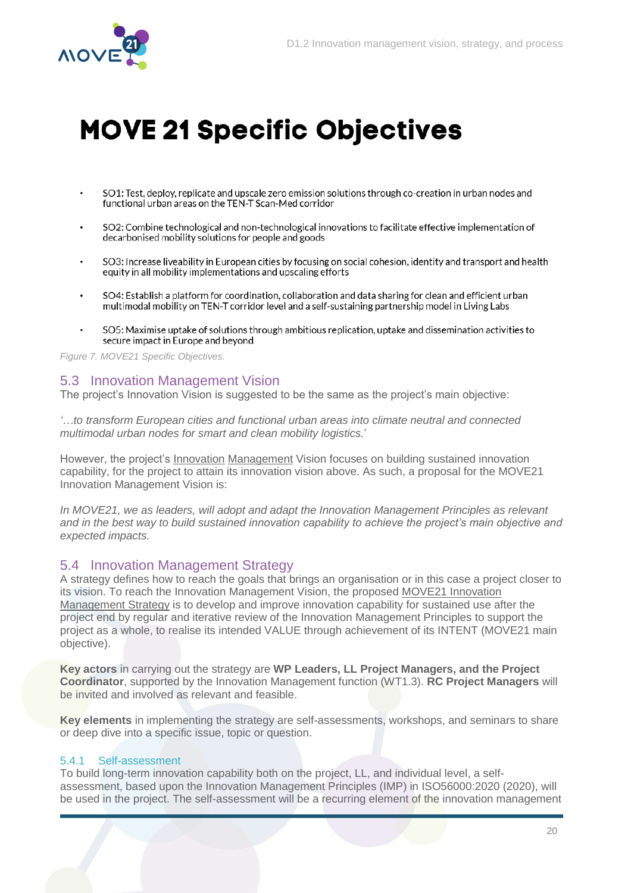# MOVE 21 Specific Objectives

- SO1: Test, deploy, replicate and upscale zero emission solutions through co-creation in urban nodes and functional urban areas on the TEN-T Scan-Med corridor
- SO2: Combine technological and non-technological innovations to facilitate effective implementation of decarbonised mobility solutions for people and goods
- SO3: Increase liveability in European cities by focusing on social cohesion, identity and transport and health equity in all mobility implementations and upscaling efforts
- SO4: Establish a platform for coordination, collaboration and data sharing for clean and efficient urban multimodal mobility on TEN-T corridor level and a self-sustaining partnership model in Living Labs
- SO5: Maximise uptake of solutions through ambitious replication, uptake and dissemination activities to secure impact in Europe and beyond

*Figure 7. MOVE21 Specific Objectives.*

## 5.3 Innovation Management Vision

The project's Innovation Vision is suggested to be the same as the project's main objective:

*'…to transform European cities and functional urban areas into climate neutral and connected multimodal urban nodes for smart and clean mobility logistics.'*

However, the project's Innovation Management Vision focuses on building sustained innovation capability, for the project to attain its innovation vision above. As such, a proposal for the MOVE21 Innovation Management Vision is:

*In MOVE21, we as leaders, will adopt and adapt the Innovation Management Principles as relevant and in the best way to build sustained innovation capability to achieve the project's main objective and expected impacts.*

## 5.4 Innovation Management Strategy

A strategy defines how to reach the goals that brings an organisation or in this case a project closer to its vision. To reach the Innovation Management Vision, the proposed MOVE21 Innovation Management Strategy is to develop and improve innovation capability for sustained use after the project end by regular and iterative review of the Innovation Management Principles to support the project as a whole, to realise its intended VALUE through achievement of its INTENT (MOVE21 main objective).

**Key actors** in carrying out the strategy are **WP Leaders, LL Project Managers, and the Project Coordinator**, supported by the Innovation Management function (WT1.3). **RC Project Managers** will be invited and involved as relevant and feasible.

**Key elements** in implementing the strategy are self-assessments, workshops, and seminars to share or deep dive into a specific issue, topic or question.

### 5.4.1 Self-assessment

To build long-term innovation capability both on the project, LL, and individual level, a self-assessment, based upon the Innovation Management Principles (IMP) in ISO56000:2020 (2020), will be used in the project. The self-assessment will be a recurring element of the innovation management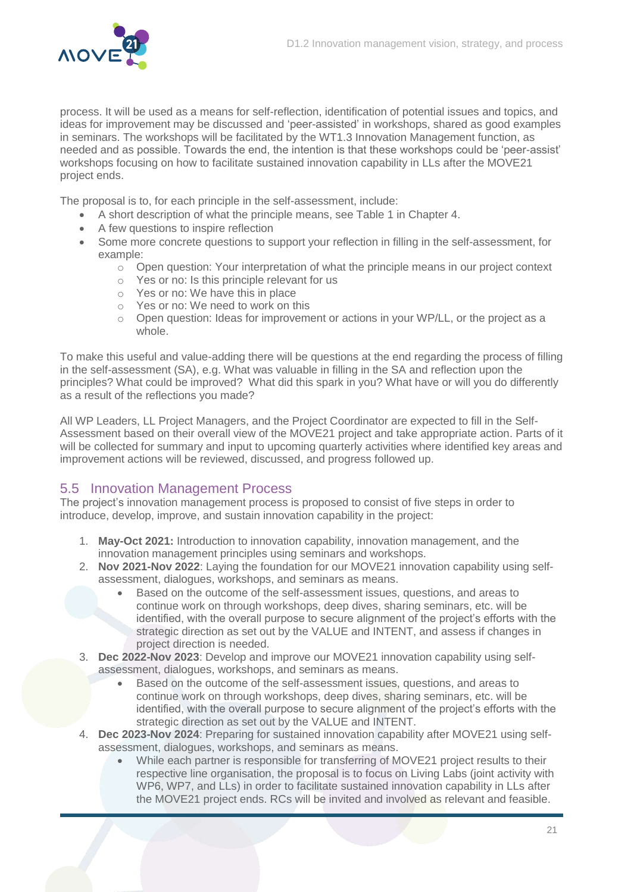process. It will be used as a means for self-reflection, identification of potential issues and topics, and ideas for improvement may be discussed and 'peer-assisted' in workshops, shared as good examples in seminars. The workshops will be facilitated by the WT1.3 Innovation Management function, as needed and as possible. Towards the end, the intention is that these workshops could be 'peer-assist' workshops focusing on how to facilitate sustained innovation capability in LLs after the MOVE21 project ends.

The proposal is to, for each principle in the self-assessment, include:

- A short description of what the principle means, see Table 1 in Chapter 4.
- A few questions to inspire reflection
- Some more concrete questions to support your reflection in filling in the self-assessment, for example:
  - Open question: Your interpretation of what the principle means in our project context
  - Yes or no: Is this principle relevant for us
  - Yes or no: We have this in place
  - Yes or no: We need to work on this
  - Open question: Ideas for improvement or actions in your WP/LL, or the project as a whole.

To make this useful and value-adding there will be questions at the end regarding the process of filling in the self-assessment (SA), e.g. What was valuable in filling in the SA and reflection upon the principles? What could be improved? What did this spark in you? What have or will you do differently as a result of the reflections you made?

All WP Leaders, LL Project Managers, and the Project Coordinator are expected to fill in the Self-Assessment based on their overall view of the MOVE21 project and take appropriate action. Parts of it will be collected for summary and input to upcoming quarterly activities where identified key areas and improvement actions will be reviewed, discussed, and progress followed up.

## 5.5 Innovation Management Process

The project's innovation management process is proposed to consist of five steps in order to introduce, develop, improve, and sustain innovation capability in the project:

1. **May-Oct 2021:** Introduction to innovation capability, innovation management, and the innovation management principles using seminars and workshops.
2. **Nov 2021-Nov 2022**: Laying the foundation for our MOVE21 innovation capability using self-assessment, dialogues, workshops, and seminars as means.
   - Based on the outcome of the self-assessment issues, questions, and areas to continue work on through workshops, deep dives, sharing seminars, etc. will be identified, with the overall purpose to secure alignment of the project's efforts with the strategic direction as set out by the VALUE and INTENT, and assess if changes in project direction is needed.
3. **Dec 2022-Nov 2023**: Develop and improve our MOVE21 innovation capability using self-assessment, dialogues, workshops, and seminars as means.
   - Based on the outcome of the self-assessment issues, questions, and areas to continue work on through workshops, deep dives, sharing seminars, etc. will be identified, with the overall purpose to secure alignment of the project's efforts with the strategic direction as set out by the VALUE and INTENT.
4. **Dec 2023-Nov 2024**: Preparing for sustained innovation capability after MOVE21 using self-assessment, dialogues, workshops, and seminars as means.
   - While each partner is responsible for transferring of MOVE21 project results to their respective line organisation, the proposal is to focus on Living Labs (joint activity with WP6, WP7, and LLs) in order to facilitate sustained innovation capability in LLs after the MOVE21 project ends. RCs will be invited and involved as relevant and feasible.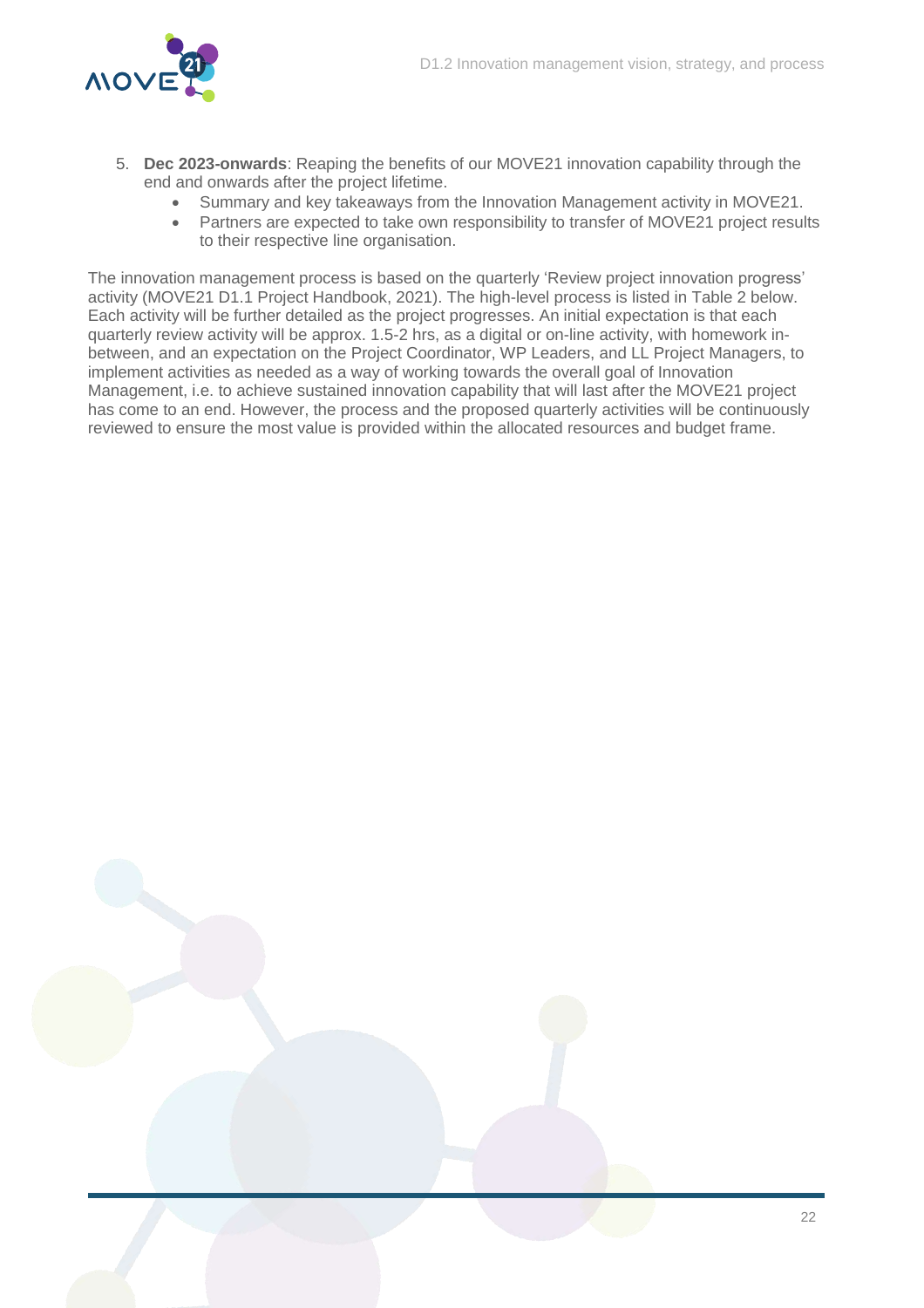5. **Dec 2023-onwards**: Reaping the benefits of our MOVE21 innovation capability through the end and onwards after the project lifetime.
    - Summary and key takeaways from the Innovation Management activity in MOVE21.
    - Partners are expected to take own responsibility to transfer of MOVE21 project results to their respective line organisation.

The innovation management process is based on the quarterly 'Review project innovation progress' activity (MOVE21 D1.1 Project Handbook, 2021). The high-level process is listed in Table 2 below. Each activity will be further detailed as the project progresses. An initial expectation is that each quarterly review activity will be approx. 1.5-2 hrs, as a digital or on-line activity, with homework in-between, and an expectation on the Project Coordinator, WP Leaders, and LL Project Managers, to implement activities as needed as a way of working towards the overall goal of Innovation Management, i.e. to achieve sustained innovation capability that will last after the MOVE21 project has come to an end. However, the process and the proposed quarterly activities will be continuously reviewed to ensure the most value is provided within the allocated resources and budget frame.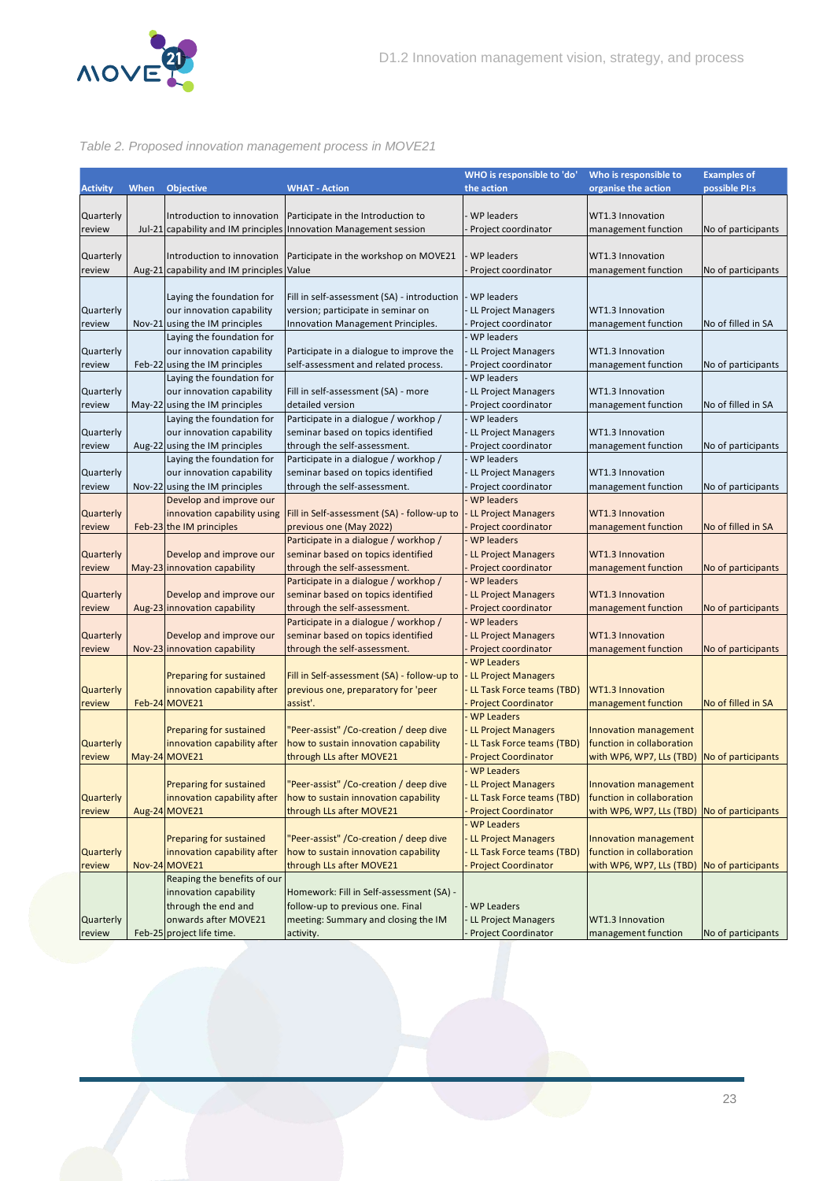*Table 2. Proposed innovation management process in MOVE21*

| Activity | When | Objective | WHAT - Action | WHO is responsible to 'do' the action | Who is responsible to organise the action | Examples of possible PI:s |
|---|---|---|---|---|---|---|
| Quarterly review | Jul-21 | Introduction to innovation capability and IM principles | Participate in the Introduction to Innovation Management session | - WP leaders<br>- Project coordinator | WT1.3 Innovation management function | No of participants |
| Quarterly review | Aug-21 | Introduction to innovation capability and IM principles | Participate in the workshop on MOVE21 Value | - WP leaders<br>- Project coordinator | WT1.3 Innovation management function | No of participants |
| Quarterly review | Nov-21 | Laying the foundation for our innovation capability using the IM principles | Fill in self-assessment (SA) - introduction version; participate in seminar on Innovation Management Principles. | - WP leaders<br>- LL Project Managers<br>- Project coordinator | WT1.3 Innovation management function | No of filled in SA |
| Quarterly review | Feb-22 | Laying the foundation for our innovation capability using the IM principles | Participate in a dialogue to improve the self-assessment and related process. | - WP leaders<br>- LL Project Managers<br>- Project coordinator | WT1.3 Innovation management function | No of participants |
| Quarterly review | May-22 | Laying the foundation for our innovation capability using the IM principles | Fill in self-assessment (SA) - more detailed version | - WP leaders<br>- LL Project Managers<br>- Project coordinator | WT1.3 Innovation management function | No of filled in SA |
| Quarterly review | Aug-22 | Laying the foundation for our innovation capability using the IM principles | Participate in a dialogue / workhop / seminar based on topics identified through the self-assessment. | - WP leaders<br>- LL Project Managers<br>- Project coordinator | WT1.3 Innovation management function | No of participants |
| Quarterly review | Nov-22 | Laying the foundation for our innovation capability using the IM principles | Participate in a dialogue / workhop / seminar based on topics identified through the self-assessment. | - WP leaders<br>- LL Project Managers<br>- Project coordinator | WT1.3 Innovation management function | No of participants |
| Quarterly review | Feb-23 | Develop and improve our innovation capability using the IM principles | Fill in Self-assessment (SA) - follow-up to previous one (May 2022) | - WP leaders<br>- LL Project Managers<br>- Project coordinator | WT1.3 Innovation management function | No of filled in SA |
| Quarterly review | May-23 | Develop and improve our innovation capability | Participate in a dialogue / workhop / seminar based on topics identified through the self-assessment. | - WP leaders<br>- LL Project Managers<br>- Project coordinator | WT1.3 Innovation management function | No of participants |
| Quarterly review | Aug-23 | Develop and improve our innovation capability | Participate in a dialogue / workhop / seminar based on topics identified through the self-assessment. | - WP leaders<br>- LL Project Managers<br>- Project coordinator | WT1.3 Innovation management function | No of participants |
| Quarterly review | Nov-23 | Develop and improve our innovation capability | Participate in a dialogue / workhop / seminar based on topics identified through the self-assessment. | - WP leaders<br>- LL Project Managers<br>- Project coordinator | WT1.3 Innovation management function | No of participants |
| Quarterly review | Feb-24 | Preparing for sustained innovation capability after MOVE21 | Fill in Self-assessment (SA) - follow-up to previous one, preparatory for 'peer assist'. | - WP Leaders<br>- LL Project Managers<br>- LL Task Force teams (TBD)<br>- Project Coordinator | WT1.3 Innovation management function | No of filled in SA |
| Quarterly review | May-24 | Preparing for sustained innovation capability after MOVE21 | "Peer-assist" /Co-creation / deep dive how to sustain innovation capability through LLs after MOVE21 | - WP Leaders<br>- LL Project Managers<br>- LL Task Force teams (TBD)<br>- Project Coordinator | Innovation management function in collaboration with WP6, WP7, LLs (TBD) | No of participants |
| Quarterly review | Aug-24 | Preparing for sustained innovation capability after MOVE21 | "Peer-assist" /Co-creation / deep dive how to sustain innovation capability through LLs after MOVE21 | - WP Leaders<br>- LL Project Managers<br>- LL Task Force teams (TBD)<br>- Project Coordinator | Innovation management function in collaboration with WP6, WP7, LLs (TBD) | No of participants |
| Quarterly review | Nov-24 | Preparing for sustained innovation capability after MOVE21 | "Peer-assist" /Co-creation / deep dive how to sustain innovation capability through LLs after MOVE21 | - WP Leaders<br>- LL Project Managers<br>- LL Task Force teams (TBD)<br>- Project Coordinator | Innovation management function in collaboration with WP6, WP7, LLs (TBD) | No of participants |
| Quarterly review | Feb-25 | Reaping the benefits of our innovation capability through the end and onwards after MOVE21 project life time. | Homework: Fill in Self-assessment (SA) - follow-up to previous one. Final meeting: Summary and closing the IM activity. | - WP Leaders<br>- LL Project Managers<br>- Project Coordinator | WT1.3 Innovation management function | No of participants |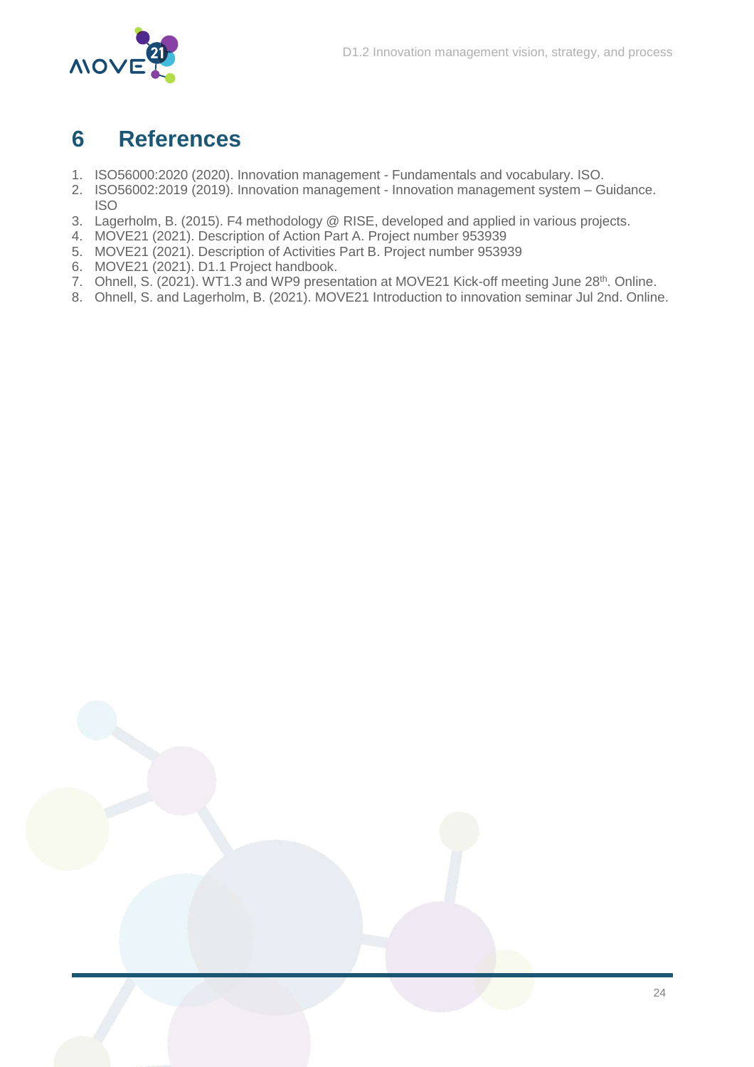# 6 References

1. ISO56000:2020 (2020). Innovation management - Fundamentals and vocabulary. ISO.
2. ISO56002:2019 (2019). Innovation management - Innovation management system – Guidance. ISO
3. Lagerholm, B. (2015). F4 methodology @ RISE, developed and applied in various projects.
4. MOVE21 (2021). Description of Action Part A. Project number 953939
5. MOVE21 (2021). Description of Activities Part B. Project number 953939
6. MOVE21 (2021). D1.1 Project handbook.
7. Ohnell, S. (2021). WT1.3 and WP9 presentation at MOVE21 Kick-off meeting June 28th. Online.
8. Ohnell, S. and Lagerholm, B. (2021). MOVE21 Introduction to innovation seminar Jul 2nd. Online.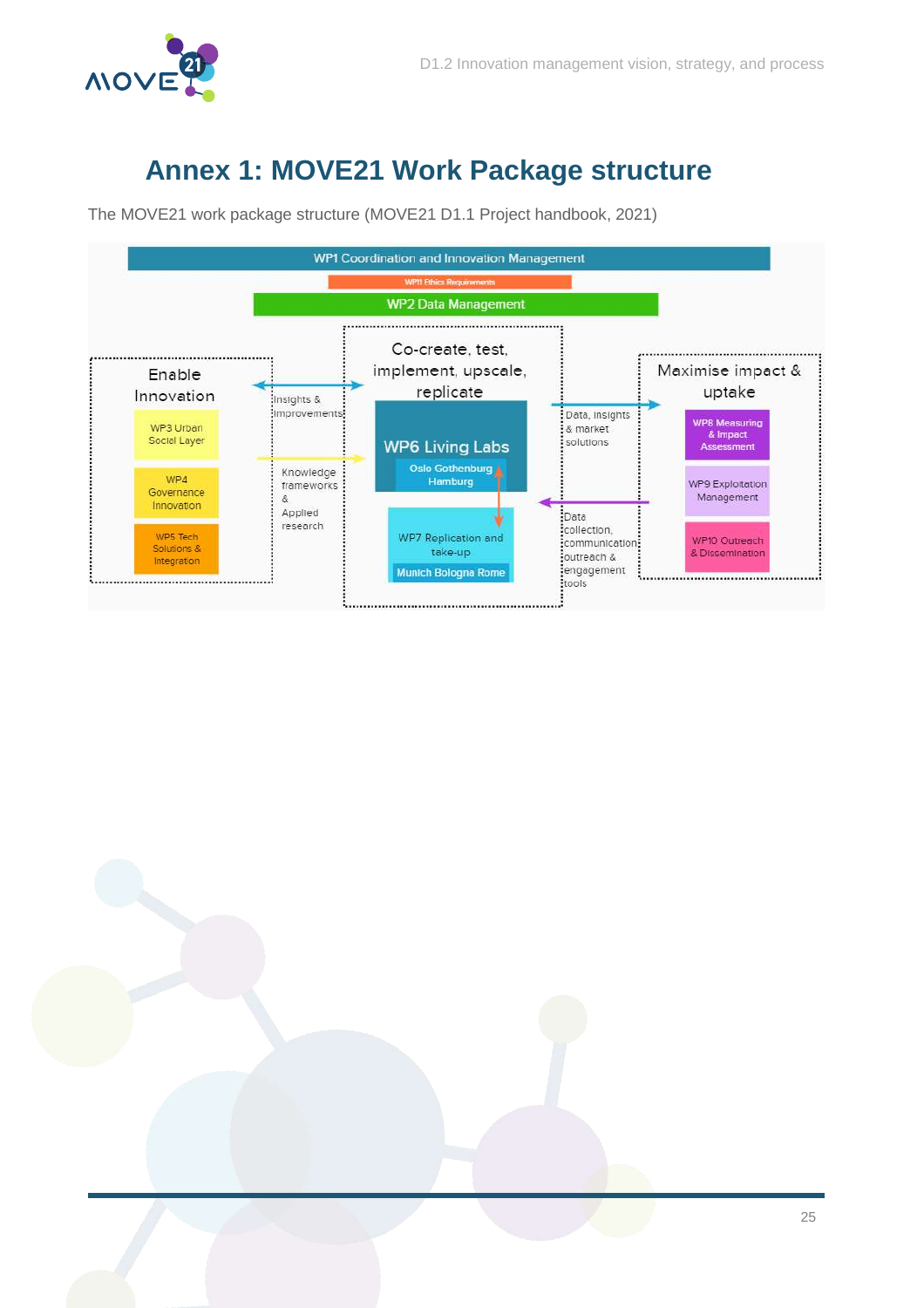# Annex 1: MOVE21 Work Package structure

The MOVE21 work package structure (MOVE21 D1.1 Project handbook, 2021)

WP1 Coordination and Innovation Management

WP11 Ethics Requirements

WP2 Data Management

Enable Innovation

WP3 Urban Social Layer

WP4 Governance Innovation

WP5 Tech Solutions & Integration

Insights & Improvements

Knowledge frameworks & Applied research

Co-create, test, implement, upscale, replicate

WP6 Living Labs

Oslo Gothenburg Hamburg

WP7 Replication and take-up

Munich Bologna Rome

Data, insights & market solutions

Data collection, communication, outreach & engagement tools

Maximise impact & uptake

WP8 Measuring & Impact Assessment

WP9 Exploitation Management

WP10 Outreach & Dissemination